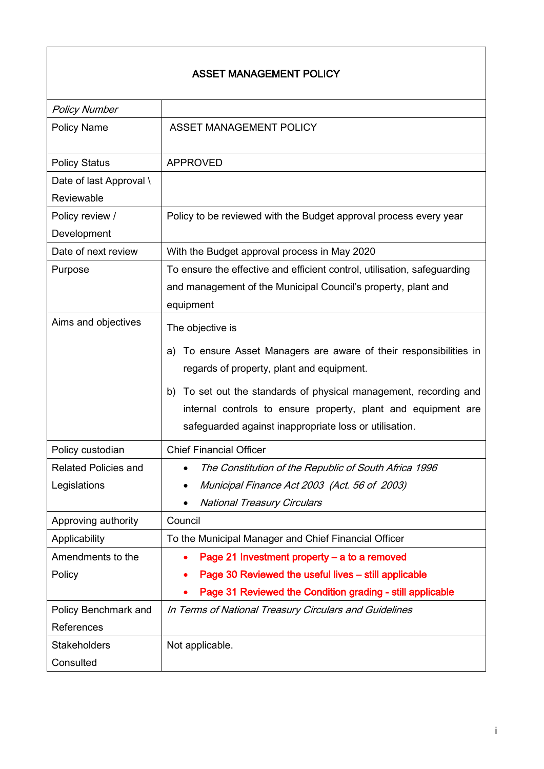| **ASSET MANAGEMENT POLICY** | |
|---|---|
| *Policy Number* | |
| Policy Name | ASSET MANAGEMENT POLICY |
| Policy Status | APPROVED |
| Date of last Approval \ Reviewable | |
| Policy review / Development | Policy to be reviewed with the Budget approval process every year |
| Date of next review | With the Budget approval process in May 2020 |
| Purpose | To ensure the effective and efficient control, utilisation, safeguarding and management of the Municipal Council's property, plant and equipment |
| Aims and objectives | The objective is<br><br>a) To ensure Asset Managers are aware of their responsibilities in regards of property, plant and equipment.<br><br>b) To set out the standards of physical management, recording and internal controls to ensure property, plant and equipment are safeguarded against inappropriate loss or utilisation. |
| Policy custodian | Chief Financial Officer |
| Related Policies and Legislations | • *The Constitution of the Republic of South Africa 1996*<br>• *Municipal Finance Act 2003 (Act. 56 of 2003)*<br>• *National Treasury Circulars* |
| Approving authority | Council |
| Applicability | To the Municipal Manager and Chief Financial Officer |
| Amendments to the Policy | • **Page 21 Investment property – a to a removed**<br>• **Page 30 Reviewed the useful lives – still applicable**<br>• **Page 31 Reviewed the Condition grading - still applicable** |
| Policy Benchmark and References | *In Terms of National Treasury Circulars and Guidelines* |
| Stakeholders Consulted | Not applicable. |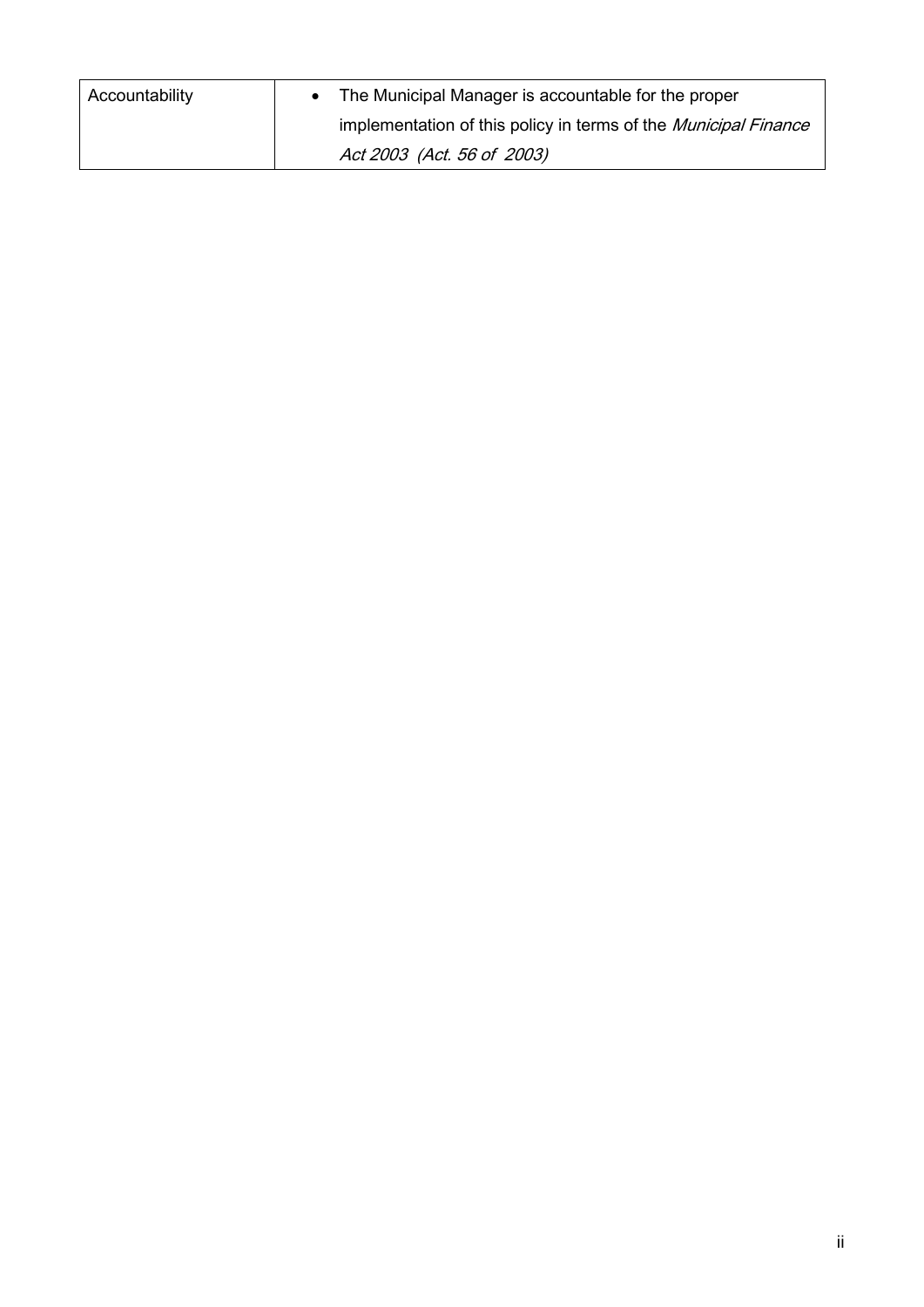| Accountability | • The Municipal Manager is accountable for the proper implementation of this policy in terms of the *Municipal Finance Act 2003 (Act. 56 of 2003)* |
| --- | --- |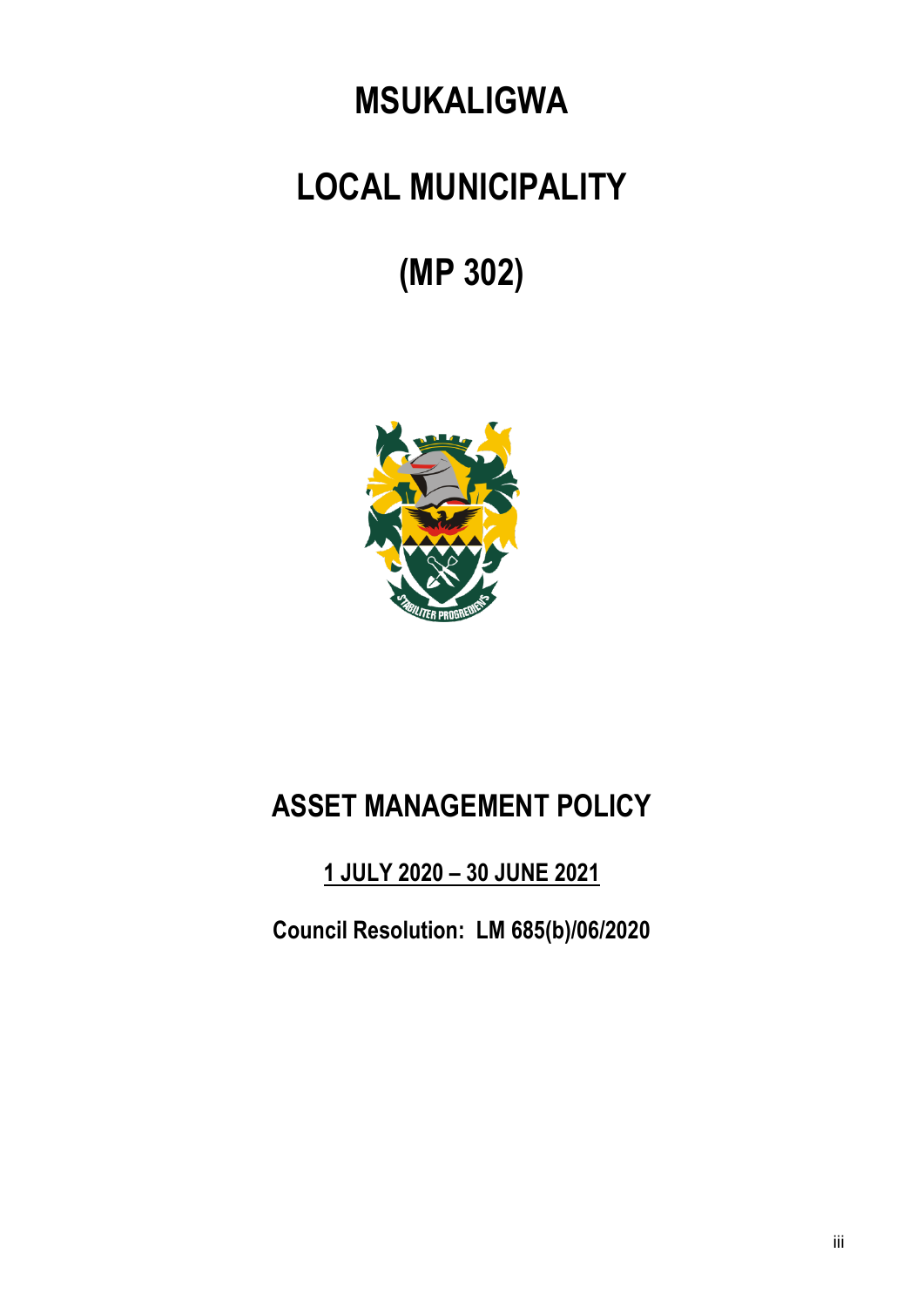# MSUKALIGWA

# LOCAL MUNICIPALITY

# (MP 302)

## ASSET MANAGEMENT POLICY

**1 JULY 2020 – 30 JUNE 2021**

**Council Resolution: LM 685(b)/06/2020**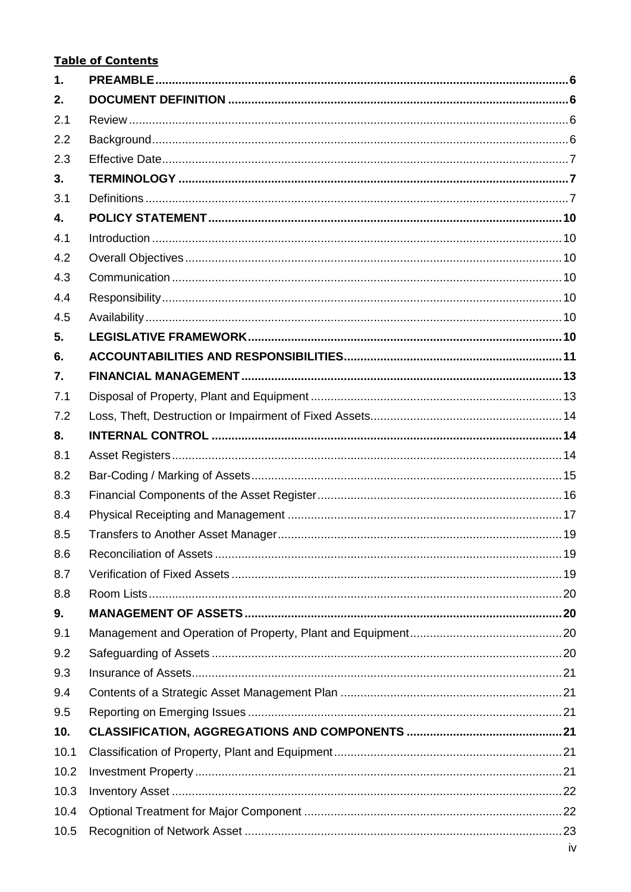**Table of Contents**

| | | |
|---|---|---|
| **1.** | **PREAMBLE** | **6** |
| **2.** | **DOCUMENT DEFINITION** | **6** |
| 2.1 | Review | 6 |
| 2.2 | Background | 6 |
| 2.3 | Effective Date | 7 |
| **3.** | **TERMINOLOGY** | **7** |
| 3.1 | Definitions | 7 |
| **4.** | **POLICY STATEMENT** | **10** |
| 4.1 | Introduction | 10 |
| 4.2 | Overall Objectives | 10 |
| 4.3 | Communication | 10 |
| 4.4 | Responsibility | 10 |
| 4.5 | Availability | 10 |
| **5.** | **LEGISLATIVE FRAMEWORK** | **10** |
| **6.** | **ACCOUNTABILITIES AND RESPONSIBILITIES** | **11** |
| **7.** | **FINANCIAL MANAGEMENT** | **13** |
| 7.1 | Disposal of Property, Plant and Equipment | 13 |
| 7.2 | Loss, Theft, Destruction or Impairment of Fixed Assets | 14 |
| **8.** | **INTERNAL CONTROL** | **14** |
| 8.1 | Asset Registers | 14 |
| 8.2 | Bar-Coding / Marking of Assets | 15 |
| 8.3 | Financial Components of the Asset Register | 16 |
| 8.4 | Physical Receipting and Management | 17 |
| 8.5 | Transfers to Another Asset Manager | 19 |
| 8.6 | Reconciliation of Assets | 19 |
| 8.7 | Verification of Fixed Assets | 19 |
| 8.8 | Room Lists | 20 |
| **9.** | **MANAGEMENT OF ASSETS** | **20** |
| 9.1 | Management and Operation of Property, Plant and Equipment | 20 |
| 9.2 | Safeguarding of Assets | 20 |
| 9.3 | Insurance of Assets | 21 |
| 9.4 | Contents of a Strategic Asset Management Plan | 21 |
| 9.5 | Reporting on Emerging Issues | 21 |
| **10.** | **CLASSIFICATION, AGGREGATIONS AND COMPONENTS** | **21** |
| 10.1 | Classification of Property, Plant and Equipment | 21 |
| 10.2 | Investment Property | 21 |
| 10.3 | Inventory Asset | 22 |
| 10.4 | Optional Treatment for Major Component | 22 |
| 10.5 | Recognition of Network Asset | 23 |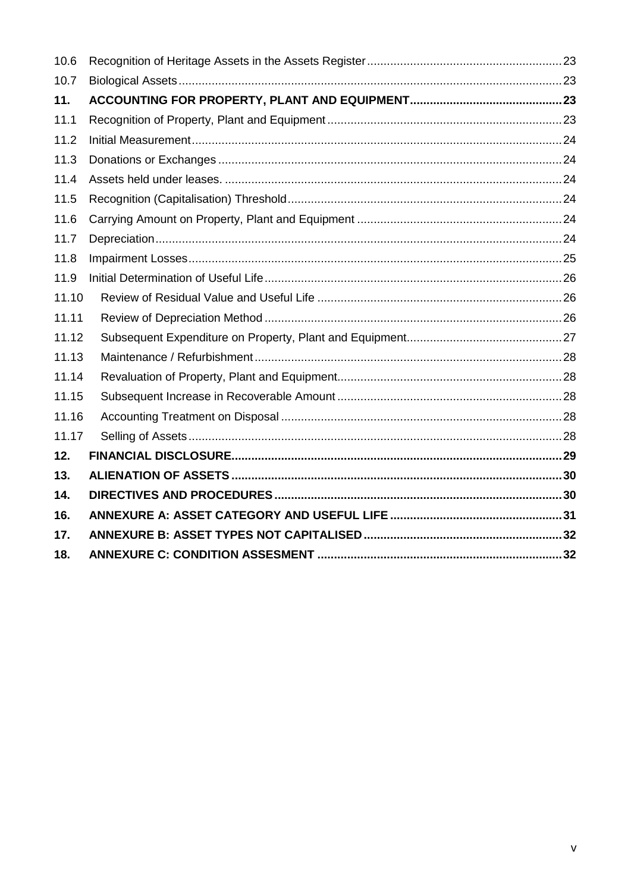| | | |
|---|---|---|
| 10.6 | Recognition of Heritage Assets in the Assets Register | 23 |
| 10.7 | Biological Assets | 23 |
| **11.** | **ACCOUNTING FOR PROPERTY, PLANT AND EQUIPMENT** | **23** |
| 11.1 | Recognition of Property, Plant and Equipment | 23 |
| 11.2 | Initial Measurement | 24 |
| 11.3 | Donations or Exchanges | 24 |
| 11.4 | Assets held under leases. | 24 |
| 11.5 | Recognition (Capitalisation) Threshold | 24 |
| 11.6 | Carrying Amount on Property, Plant and Equipment | 24 |
| 11.7 | Depreciation | 24 |
| 11.8 | Impairment Losses | 25 |
| 11.9 | Initial Determination of Useful Life | 26 |
| 11.10 | Review of Residual Value and Useful Life | 26 |
| 11.11 | Review of Depreciation Method | 26 |
| 11.12 | Subsequent Expenditure on Property, Plant and Equipment | 27 |
| 11.13 | Maintenance / Refurbishment | 28 |
| 11.14 | Revaluation of Property, Plant and Equipment | 28 |
| 11.15 | Subsequent Increase in Recoverable Amount | 28 |
| 11.16 | Accounting Treatment on Disposal | 28 |
| 11.17 | Selling of Assets | 28 |
| **12.** | **FINANCIAL DISCLOSURE** | **29** |
| **13.** | **ALIENATION OF ASSETS** | **30** |
| **14.** | **DIRECTIVES AND PROCEDURES** | **30** |
| **16.** | **ANNEXURE A: ASSET CATEGORY AND USEFUL LIFE** | **31** |
| **17.** | **ANNEXURE B: ASSET TYPES NOT CAPITALISED** | **32** |
| **18.** | **ANNEXURE C: CONDITION ASSESMENT** | **32** |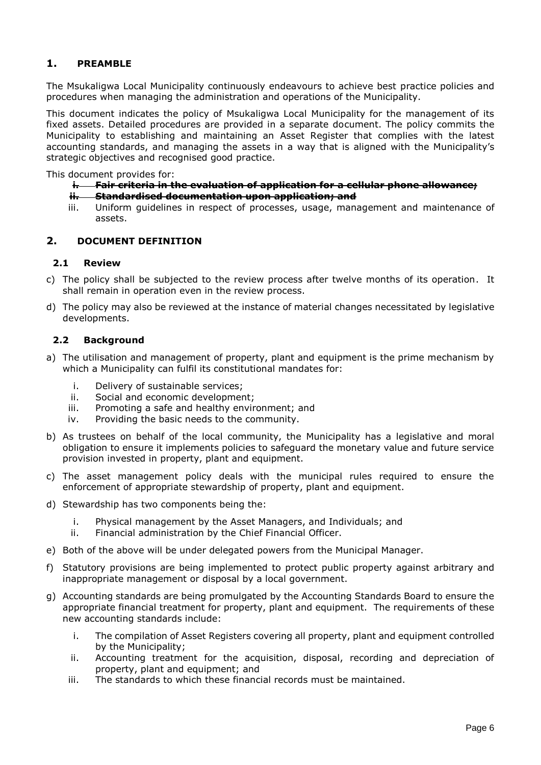## 1. PREAMBLE

The Msukaligwa Local Municipality continuously endeavours to achieve best practice policies and procedures when managing the administration and operations of the Municipality.

This document indicates the policy of Msukaligwa Local Municipality for the management of its fixed assets. Detailed procedures are provided in a separate document. The policy commits the Municipality to establishing and maintaining an Asset Register that complies with the latest accounting standards, and managing the assets in a way that is aligned with the Municipality's strategic objectives and recognised good practice.

This document provides for:

i. ~~**Fair criteria in the evaluation of application for a cellular phone allowance;**~~
ii. ~~**Standardised documentation upon application; and**~~
iii. Uniform guidelines in respect of processes, usage, management and maintenance of assets.

## 2. DOCUMENT DEFINITION

### 2.1 Review

c) The policy shall be subjected to the review process after twelve months of its operation. It shall remain in operation even in the review process.

d) The policy may also be reviewed at the instance of material changes necessitated by legislative developments.

### 2.2 Background

a) The utilisation and management of property, plant and equipment is the prime mechanism by which a Municipality can fulfil its constitutional mandates for:

   i. Delivery of sustainable services;
   ii. Social and economic development;
   iii. Promoting a safe and healthy environment; and
   iv. Providing the basic needs to the community.

b) As trustees on behalf of the local community, the Municipality has a legislative and moral obligation to ensure it implements policies to safeguard the monetary value and future service provision invested in property, plant and equipment.

c) The asset management policy deals with the municipal rules required to ensure the enforcement of appropriate stewardship of property, plant and equipment.

d) Stewardship has two components being the:

   i. Physical management by the Asset Managers, and Individuals; and
   ii. Financial administration by the Chief Financial Officer.

e) Both of the above will be under delegated powers from the Municipal Manager.

f) Statutory provisions are being implemented to protect public property against arbitrary and inappropriate management or disposal by a local government.

g) Accounting standards are being promulgated by the Accounting Standards Board to ensure the appropriate financial treatment for property, plant and equipment. The requirements of these new accounting standards include:

   i. The compilation of Asset Registers covering all property, plant and equipment controlled by the Municipality;
   ii. Accounting treatment for the acquisition, disposal, recording and depreciation of property, plant and equipment; and
   iii. The standards to which these financial records must be maintained.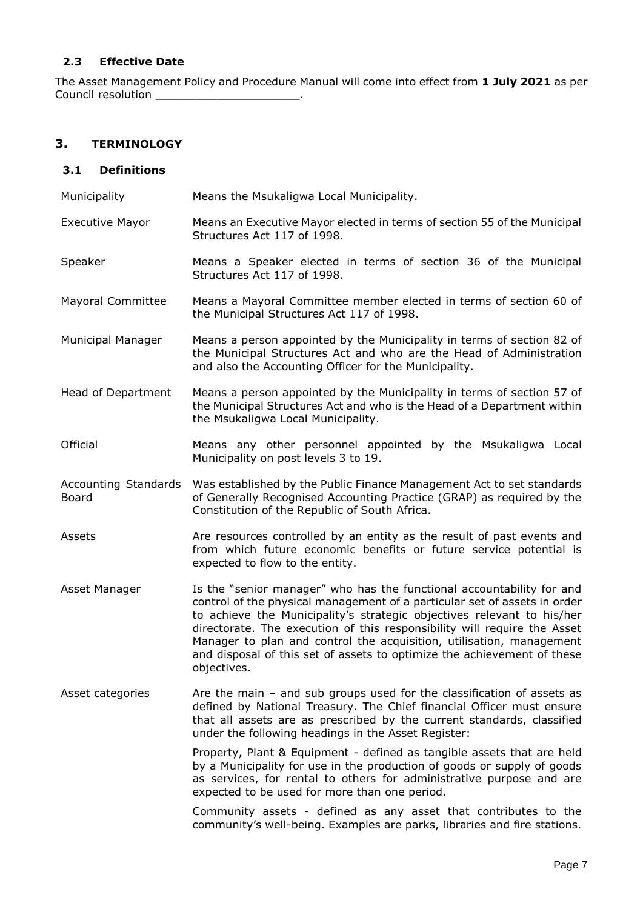### 2.3 Effective Date

The Asset Management Policy and Procedure Manual will come into effect from **1 July 2021** as per Council resolution \_\_\_\_\_\_\_\_\_\_\_\_\_\_\_\_\_\_\_\_\_.

## 3. TERMINOLOGY

### 3.1 Definitions

| | |
|---|---|
| Municipality | Means the Msukaligwa Local Municipality. |
| Executive Mayor | Means an Executive Mayor elected in terms of section 55 of the Municipal Structures Act 117 of 1998. |
| Speaker | Means a Speaker elected in terms of section 36 of the Municipal Structures Act 117 of 1998. |
| Mayoral Committee | Means a Mayoral Committee member elected in terms of section 60 of the Municipal Structures Act 117 of 1998. |
| Municipal Manager | Means a person appointed by the Municipality in terms of section 82 of the Municipal Structures Act and who are the Head of Administration and also the Accounting Officer for the Municipality. |
| Head of Department | Means a person appointed by the Municipality in terms of section 57 of the Municipal Structures Act and who is the Head of a Department within the Msukaligwa Local Municipality. |
| Official | Means any other personnel appointed by the Msukaligwa Local Municipality on post levels 3 to 19. |
| Accounting Standards Board | Was established by the Public Finance Management Act to set standards of Generally Recognised Accounting Practice (GRAP) as required by the Constitution of the Republic of South Africa. |
| Assets | Are resources controlled by an entity as the result of past events and from which future economic benefits or future service potential is expected to flow to the entity. |
| Asset Manager | Is the "senior manager" who has the functional accountability for and control of the physical management of a particular set of assets in order to achieve the Municipality's strategic objectives relevant to his/her directorate. The execution of this responsibility will require the Asset Manager to plan and control the acquisition, utilisation, management and disposal of this set of assets to optimize the achievement of these objectives. |
| Asset categories | Are the main – and sub groups used for the classification of assets as defined by National Treasury. The Chief financial Officer must ensure that all assets are as prescribed by the current standards, classified under the following headings in the Asset Register:<br><br>Property, Plant & Equipment - defined as tangible assets that are held by a Municipality for use in the production of goods or supply of goods as services, for rental to others for administrative purpose and are expected to be used for more than one period.<br><br>Community assets - defined as any asset that contributes to the community's well-being. Examples are parks, libraries and fire stations. |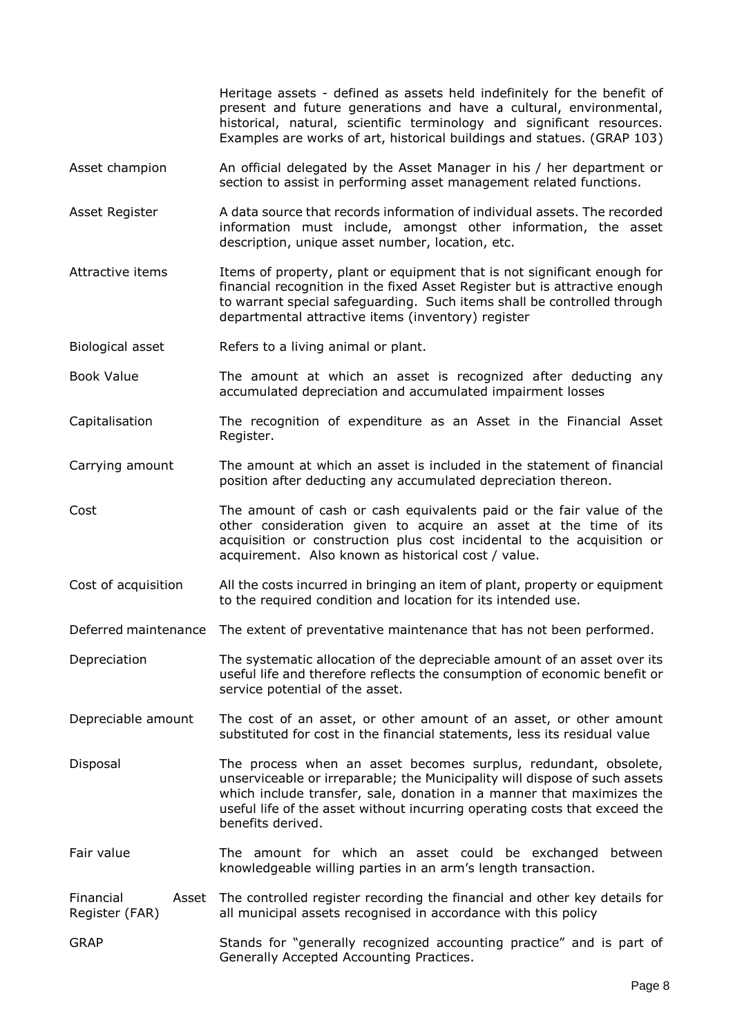Heritage assets - defined as assets held indefinitely for the benefit of present and future generations and have a cultural, environmental, historical, natural, scientific terminology and significant resources. Examples are works of art, historical buildings and statues. (GRAP 103)

| | |
|---|---|
| Asset champion | An official delegated by the Asset Manager in his / her department or section to assist in performing asset management related functions. |
| Asset Register | A data source that records information of individual assets. The recorded information must include, amongst other information, the asset description, unique asset number, location, etc. |
| Attractive items | Items of property, plant or equipment that is not significant enough for financial recognition in the fixed Asset Register but is attractive enough to warrant special safeguarding. Such items shall be controlled through departmental attractive items (inventory) register |
| Biological asset | Refers to a living animal or plant. |
| Book Value | The amount at which an asset is recognized after deducting any accumulated depreciation and accumulated impairment losses |
| Capitalisation | The recognition of expenditure as an Asset in the Financial Asset Register. |
| Carrying amount | The amount at which an asset is included in the statement of financial position after deducting any accumulated depreciation thereon. |
| Cost | The amount of cash or cash equivalents paid or the fair value of the other consideration given to acquire an asset at the time of its acquisition or construction plus cost incidental to the acquisition or acquirement. Also known as historical cost / value. |
| Cost of acquisition | All the costs incurred in bringing an item of plant, property or equipment to the required condition and location for its intended use. |
| Deferred maintenance | The extent of preventative maintenance that has not been performed. |
| Depreciation | The systematic allocation of the depreciable amount of an asset over its useful life and therefore reflects the consumption of economic benefit or service potential of the asset. |
| Depreciable amount | The cost of an asset, or other amount of an asset, or other amount substituted for cost in the financial statements, less its residual value |
| Disposal | The process when an asset becomes surplus, redundant, obsolete, unserviceable or irreparable; the Municipality will dispose of such assets which include transfer, sale, donation in a manner that maximizes the useful life of the asset without incurring operating costs that exceed the benefits derived. |
| Fair value | The amount for which an asset could be exchanged between knowledgeable willing parties in an arm's length transaction. |
| Financial Asset Register (FAR) | The controlled register recording the financial and other key details for all municipal assets recognised in accordance with this policy |
| GRAP | Stands for "generally recognized accounting practice" and is part of Generally Accepted Accounting Practices. |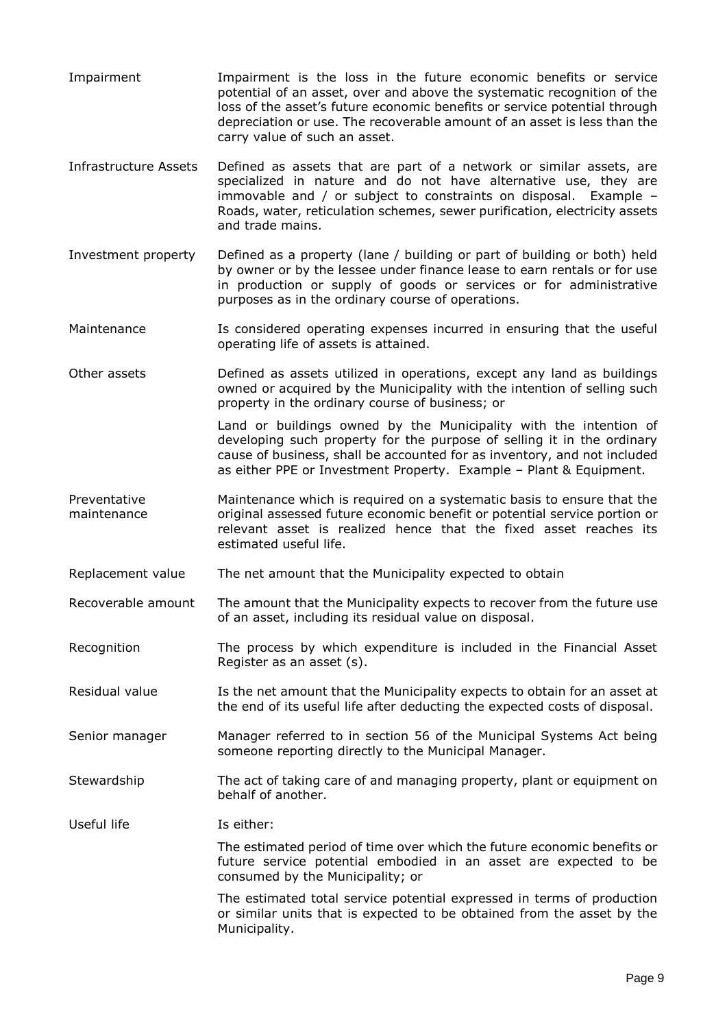| | |
|---|---|
| Impairment | Impairment is the loss in the future economic benefits or service potential of an asset, over and above the systematic recognition of the loss of the asset's future economic benefits or service potential through depreciation or use. The recoverable amount of an asset is less than the carry value of such an asset. |
| Infrastructure Assets | Defined as assets that are part of a network or similar assets, are specialized in nature and do not have alternative use, they are immovable and / or subject to constraints on disposal. Example – Roads, water, reticulation schemes, sewer purification, electricity assets and trade mains. |
| Investment property | Defined as a property (lane / building or part of building or both) held by owner or by the lessee under finance lease to earn rentals or for use in production or supply of goods or services or for administrative purposes as in the ordinary course of operations. |
| Maintenance | Is considered operating expenses incurred in ensuring that the useful operating life of assets is attained. |
| Other assets | Defined as assets utilized in operations, except any land as buildings owned or acquired by the Municipality with the intention of selling such property in the ordinary course of business; or<br><br>Land or buildings owned by the Municipality with the intention of developing such property for the purpose of selling it in the ordinary cause of business, shall be accounted for as inventory, and not included as either PPE or Investment Property. Example – Plant & Equipment. |
| Preventative maintenance | Maintenance which is required on a systematic basis to ensure that the original assessed future economic benefit or potential service portion or relevant asset is realized hence that the fixed asset reaches its estimated useful life. |
| Replacement value | The net amount that the Municipality expected to obtain |
| Recoverable amount | The amount that the Municipality expects to recover from the future use of an asset, including its residual value on disposal. |
| Recognition | The process by which expenditure is included in the Financial Asset Register as an asset (s). |
| Residual value | Is the net amount that the Municipality expects to obtain for an asset at the end of its useful life after deducting the expected costs of disposal. |
| Senior manager | Manager referred to in section 56 of the Municipal Systems Act being someone reporting directly to the Municipal Manager. |
| Stewardship | The act of taking care of and managing property, plant or equipment on behalf of another. |
| Useful life | Is either:<br><br>The estimated period of time over which the future economic benefits or future service potential embodied in an asset are expected to be consumed by the Municipality; or<br><br>The estimated total service potential expressed in terms of production or similar units that is expected to be obtained from the asset by the Municipality. |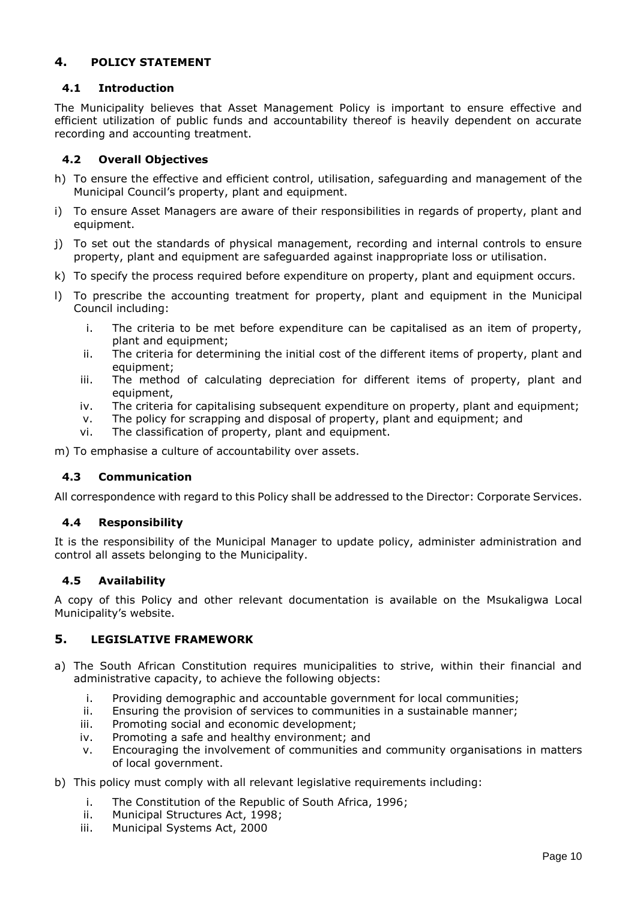## 4. POLICY STATEMENT

### 4.1 Introduction

The Municipality believes that Asset Management Policy is important to ensure effective and efficient utilization of public funds and accountability thereof is heavily dependent on accurate recording and accounting treatment.

### 4.2 Overall Objectives

h) To ensure the effective and efficient control, utilisation, safeguarding and management of the Municipal Council's property, plant and equipment.

i) To ensure Asset Managers are aware of their responsibilities in regards of property, plant and equipment.

j) To set out the standards of physical management, recording and internal controls to ensure property, plant and equipment are safeguarded against inappropriate loss or utilisation.

k) To specify the process required before expenditure on property, plant and equipment occurs.

l) To prescribe the accounting treatment for property, plant and equipment in the Municipal Council including:

  i. The criteria to be met before expenditure can be capitalised as an item of property, plant and equipment;
  ii. The criteria for determining the initial cost of the different items of property, plant and equipment;
  iii. The method of calculating depreciation for different items of property, plant and equipment,
  iv. The criteria for capitalising subsequent expenditure on property, plant and equipment;
  v. The policy for scrapping and disposal of property, plant and equipment; and
  vi. The classification of property, plant and equipment.

m) To emphasise a culture of accountability over assets.

### 4.3 Communication

All correspondence with regard to this Policy shall be addressed to the Director: Corporate Services.

### 4.4 Responsibility

It is the responsibility of the Municipal Manager to update policy, administer administration and control all assets belonging to the Municipality.

### 4.5 Availability

A copy of this Policy and other relevant documentation is available on the Msukaligwa Local Municipality's website.

## 5. LEGISLATIVE FRAMEWORK

a) The South African Constitution requires municipalities to strive, within their financial and administrative capacity, to achieve the following objects:

  i. Providing demographic and accountable government for local communities;
  ii. Ensuring the provision of services to communities in a sustainable manner;
  iii. Promoting social and economic development;
  iv. Promoting a safe and healthy environment; and
  v. Encouraging the involvement of communities and community organisations in matters of local government.

b) This policy must comply with all relevant legislative requirements including:

  i. The Constitution of the Republic of South Africa, 1996;
  ii. Municipal Structures Act, 1998;
  iii. Municipal Systems Act, 2000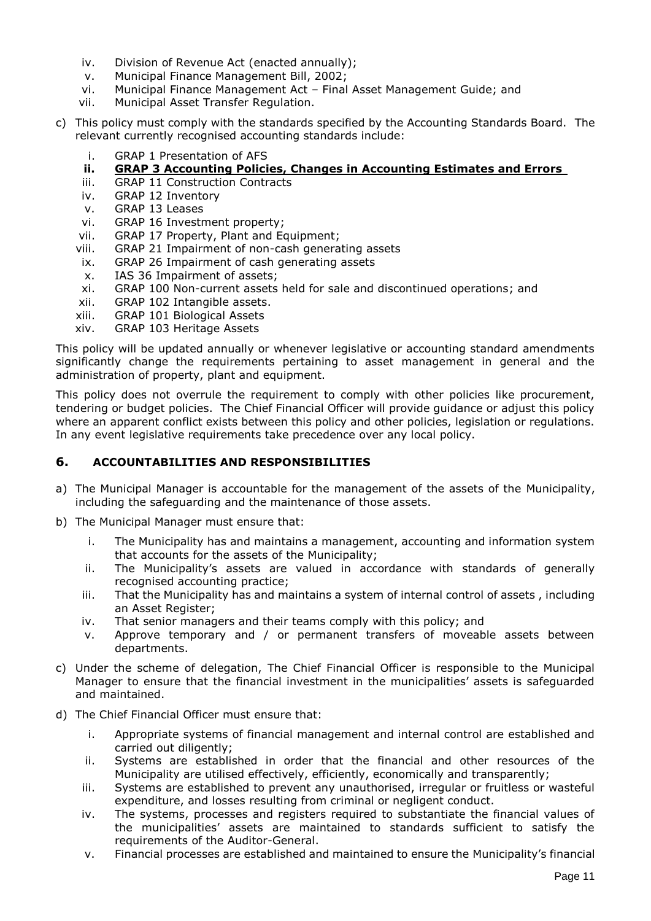iv. Division of Revenue Act (enacted annually);
v. Municipal Finance Management Bill, 2002;
vi. Municipal Finance Management Act – Final Asset Management Guide; and
vii. Municipal Asset Transfer Regulation.

c) This policy must comply with the standards specified by the Accounting Standards Board. The relevant currently recognised accounting standards include:

i. GRAP 1 Presentation of AFS
**ii. <u>GRAP 3 Accounting Policies, Changes in Accounting Estimates and Errors</u>**
iii. GRAP 11 Construction Contracts
iv. GRAP 12 Inventory
v. GRAP 13 Leases
vi. GRAP 16 Investment property;
vii. GRAP 17 Property, Plant and Equipment;
viii. GRAP 21 Impairment of non-cash generating assets
ix. GRAP 26 Impairment of cash generating assets
x. IAS 36 Impairment of assets;
xi. GRAP 100 Non-current assets held for sale and discontinued operations; and
xii. GRAP 102 Intangible assets.
xiii. GRAP 101 Biological Assets
xiv. GRAP 103 Heritage Assets

This policy will be updated annually or whenever legislative or accounting standard amendments significantly change the requirements pertaining to asset management in general and the administration of property, plant and equipment.

This policy does not overrule the requirement to comply with other policies like procurement, tendering or budget policies. The Chief Financial Officer will provide guidance or adjust this policy where an apparent conflict exists between this policy and other policies, legislation or regulations. In any event legislative requirements take precedence over any local policy.

## 6. ACCOUNTABILITIES AND RESPONSIBILITIES

a) The Municipal Manager is accountable for the management of the assets of the Municipality, including the safeguarding and the maintenance of those assets.

b) The Municipal Manager must ensure that:

i. The Municipality has and maintains a management, accounting and information system that accounts for the assets of the Municipality;
ii. The Municipality's assets are valued in accordance with standards of generally recognised accounting practice;
iii. That the Municipality has and maintains a system of internal control of assets , including an Asset Register;
iv. That senior managers and their teams comply with this policy; and
v. Approve temporary and / or permanent transfers of moveable assets between departments.

c) Under the scheme of delegation, The Chief Financial Officer is responsible to the Municipal Manager to ensure that the financial investment in the municipalities' assets is safeguarded and maintained.

d) The Chief Financial Officer must ensure that:

i. Appropriate systems of financial management and internal control are established and carried out diligently;
ii. Systems are established in order that the financial and other resources of the Municipality are utilised effectively, efficiently, economically and transparently;
iii. Systems are established to prevent any unauthorised, irregular or fruitless or wasteful expenditure, and losses resulting from criminal or negligent conduct.
iv. The systems, processes and registers required to substantiate the financial values of the municipalities' assets are maintained to standards sufficient to satisfy the requirements of the Auditor-General.
v. Financial processes are established and maintained to ensure the Municipality's financial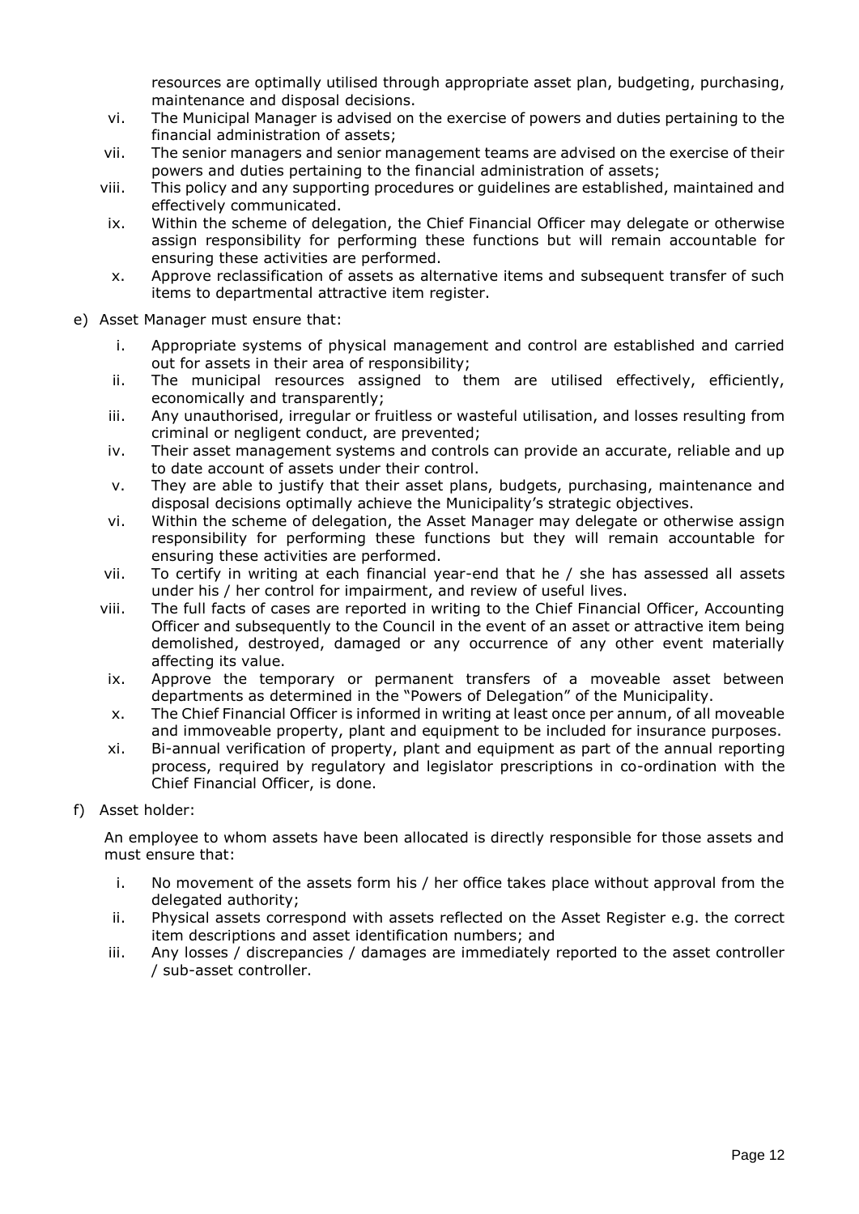resources are optimally utilised through appropriate asset plan, budgeting, purchasing, maintenance and disposal decisions.

vi. The Municipal Manager is advised on the exercise of powers and duties pertaining to the financial administration of assets;

vii. The senior managers and senior management teams are advised on the exercise of their powers and duties pertaining to the financial administration of assets;

viii. This policy and any supporting procedures or guidelines are established, maintained and effectively communicated.

ix. Within the scheme of delegation, the Chief Financial Officer may delegate or otherwise assign responsibility for performing these functions but will remain accountable for ensuring these activities are performed.

x. Approve reclassification of assets as alternative items and subsequent transfer of such items to departmental attractive item register.

e) Asset Manager must ensure that:

i. Appropriate systems of physical management and control are established and carried out for assets in their area of responsibility;

ii. The municipal resources assigned to them are utilised effectively, efficiently, economically and transparently;

iii. Any unauthorised, irregular or fruitless or wasteful utilisation, and losses resulting from criminal or negligent conduct, are prevented;

iv. Their asset management systems and controls can provide an accurate, reliable and up to date account of assets under their control.

v. They are able to justify that their asset plans, budgets, purchasing, maintenance and disposal decisions optimally achieve the Municipality's strategic objectives.

vi. Within the scheme of delegation, the Asset Manager may delegate or otherwise assign responsibility for performing these functions but they will remain accountable for ensuring these activities are performed.

vii. To certify in writing at each financial year-end that he / she has assessed all assets under his / her control for impairment, and review of useful lives.

viii. The full facts of cases are reported in writing to the Chief Financial Officer, Accounting Officer and subsequently to the Council in the event of an asset or attractive item being demolished, destroyed, damaged or any occurrence of any other event materially affecting its value.

ix. Approve the temporary or permanent transfers of a moveable asset between departments as determined in the "Powers of Delegation" of the Municipality.

x. The Chief Financial Officer is informed in writing at least once per annum, of all moveable and immoveable property, plant and equipment to be included for insurance purposes.

xi. Bi-annual verification of property, plant and equipment as part of the annual reporting process, required by regulatory and legislator prescriptions in co-ordination with the Chief Financial Officer, is done.

f) Asset holder:

An employee to whom assets have been allocated is directly responsible for those assets and must ensure that:

i. No movement of the assets form his / her office takes place without approval from the delegated authority;

ii. Physical assets correspond with assets reflected on the Asset Register e.g. the correct item descriptions and asset identification numbers; and

iii. Any losses / discrepancies / damages are immediately reported to the asset controller / sub-asset controller.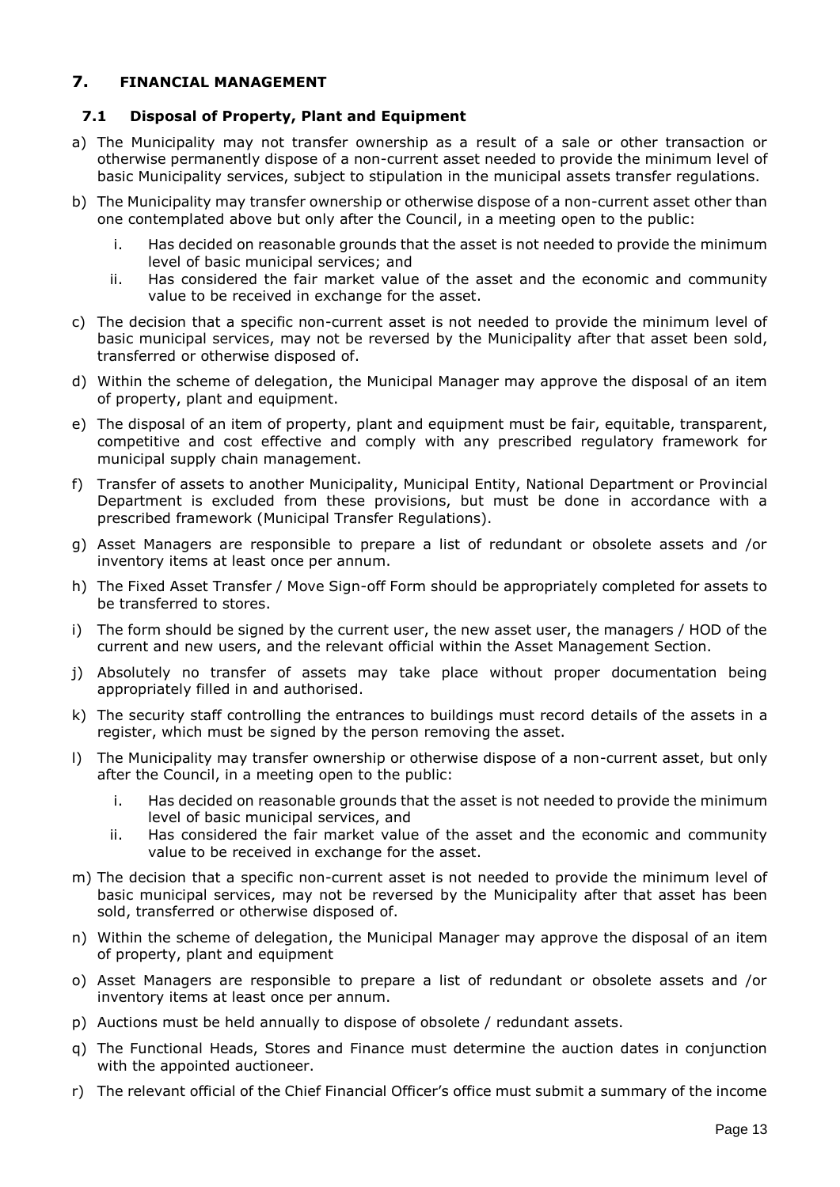## 7. FINANCIAL MANAGEMENT

### 7.1 Disposal of Property, Plant and Equipment

a) The Municipality may not transfer ownership as a result of a sale or other transaction or otherwise permanently dispose of a non-current asset needed to provide the minimum level of basic Municipality services, subject to stipulation in the municipal assets transfer regulations.

b) The Municipality may transfer ownership or otherwise dispose of a non-current asset other than one contemplated above but only after the Council, in a meeting open to the public:

   i. Has decided on reasonable grounds that the asset is not needed to provide the minimum level of basic municipal services; and
   ii. Has considered the fair market value of the asset and the economic and community value to be received in exchange for the asset.

c) The decision that a specific non-current asset is not needed to provide the minimum level of basic municipal services, may not be reversed by the Municipality after that asset been sold, transferred or otherwise disposed of.

d) Within the scheme of delegation, the Municipal Manager may approve the disposal of an item of property, plant and equipment.

e) The disposal of an item of property, plant and equipment must be fair, equitable, transparent, competitive and cost effective and comply with any prescribed regulatory framework for municipal supply chain management.

f) Transfer of assets to another Municipality, Municipal Entity, National Department or Provincial Department is excluded from these provisions, but must be done in accordance with a prescribed framework (Municipal Transfer Regulations).

g) Asset Managers are responsible to prepare a list of redundant or obsolete assets and /or inventory items at least once per annum.

h) The Fixed Asset Transfer / Move Sign-off Form should be appropriately completed for assets to be transferred to stores.

i) The form should be signed by the current user, the new asset user, the managers / HOD of the current and new users, and the relevant official within the Asset Management Section.

j) Absolutely no transfer of assets may take place without proper documentation being appropriately filled in and authorised.

k) The security staff controlling the entrances to buildings must record details of the assets in a register, which must be signed by the person removing the asset.

l) The Municipality may transfer ownership or otherwise dispose of a non-current asset, but only after the Council, in a meeting open to the public:

   i. Has decided on reasonable grounds that the asset is not needed to provide the minimum level of basic municipal services, and
   ii. Has considered the fair market value of the asset and the economic and community value to be received in exchange for the asset.

m) The decision that a specific non-current asset is not needed to provide the minimum level of basic municipal services, may not be reversed by the Municipality after that asset has been sold, transferred or otherwise disposed of.

n) Within the scheme of delegation, the Municipal Manager may approve the disposal of an item of property, plant and equipment

o) Asset Managers are responsible to prepare a list of redundant or obsolete assets and /or inventory items at least once per annum.

p) Auctions must be held annually to dispose of obsolete / redundant assets.

q) The Functional Heads, Stores and Finance must determine the auction dates in conjunction with the appointed auctioneer.

r) The relevant official of the Chief Financial Officer's office must submit a summary of the income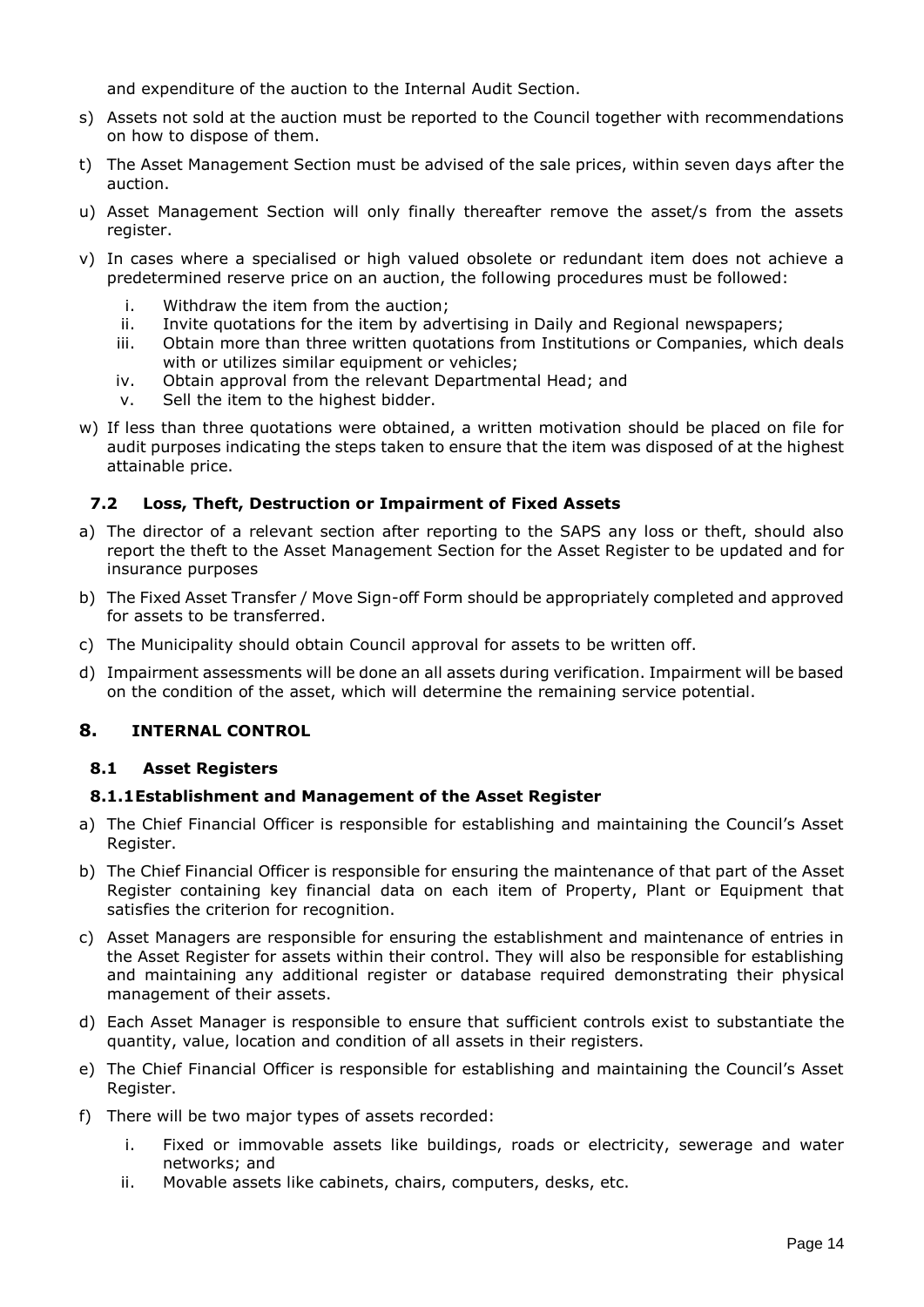and expenditure of the auction to the Internal Audit Section.

s) Assets not sold at the auction must be reported to the Council together with recommendations on how to dispose of them.

t) The Asset Management Section must be advised of the sale prices, within seven days after the auction.

u) Asset Management Section will only finally thereafter remove the asset/s from the assets register.

v) In cases where a specialised or high valued obsolete or redundant item does not achieve a predetermined reserve price on an auction, the following procedures must be followed:

   i. Withdraw the item from the auction;
   ii. Invite quotations for the item by advertising in Daily and Regional newspapers;
   iii. Obtain more than three written quotations from Institutions or Companies, which deals with or utilizes similar equipment or vehicles;
   iv. Obtain approval from the relevant Departmental Head; and
   v. Sell the item to the highest bidder.

w) If less than three quotations were obtained, a written motivation should be placed on file for audit purposes indicating the steps taken to ensure that the item was disposed of at the highest attainable price.

### 7.2 Loss, Theft, Destruction or Impairment of Fixed Assets

a) The director of a relevant section after reporting to the SAPS any loss or theft, should also report the theft to the Asset Management Section for the Asset Register to be updated and for insurance purposes

b) The Fixed Asset Transfer / Move Sign-off Form should be appropriately completed and approved for assets to be transferred.

c) The Municipality should obtain Council approval for assets to be written off.

d) Impairment assessments will be done an all assets during verification. Impairment will be based on the condition of the asset, which will determine the remaining service potential.

## 8. INTERNAL CONTROL

### 8.1 Asset Registers

#### 8.1.1 Establishment and Management of the Asset Register

a) The Chief Financial Officer is responsible for establishing and maintaining the Council's Asset Register.

b) The Chief Financial Officer is responsible for ensuring the maintenance of that part of the Asset Register containing key financial data on each item of Property, Plant or Equipment that satisfies the criterion for recognition.

c) Asset Managers are responsible for ensuring the establishment and maintenance of entries in the Asset Register for assets within their control. They will also be responsible for establishing and maintaining any additional register or database required demonstrating their physical management of their assets.

d) Each Asset Manager is responsible to ensure that sufficient controls exist to substantiate the quantity, value, location and condition of all assets in their registers.

e) The Chief Financial Officer is responsible for establishing and maintaining the Council's Asset Register.

f) There will be two major types of assets recorded:

   i. Fixed or immovable assets like buildings, roads or electricity, sewerage and water networks; and
   ii. Movable assets like cabinets, chairs, computers, desks, etc.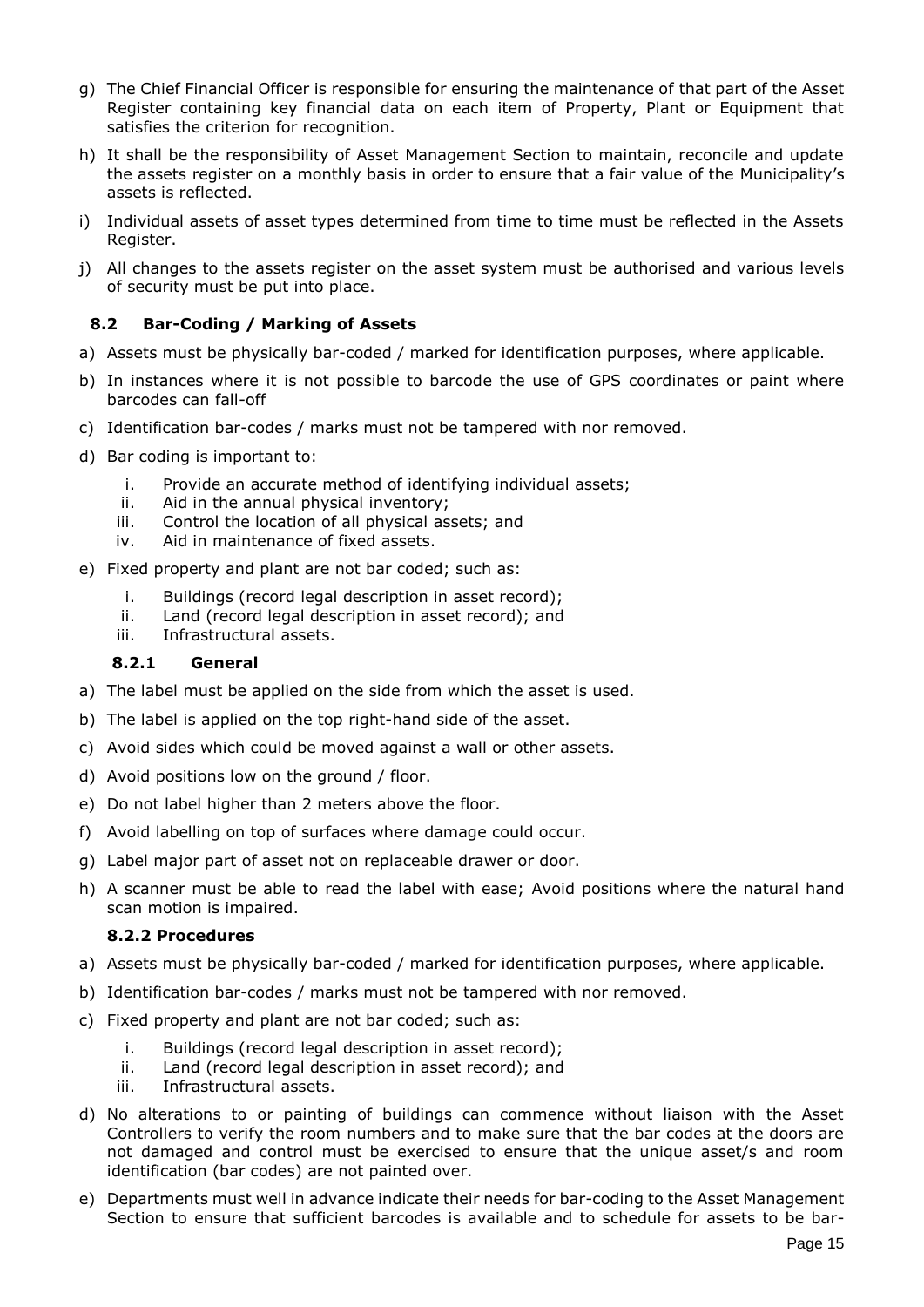g) The Chief Financial Officer is responsible for ensuring the maintenance of that part of the Asset Register containing key financial data on each item of Property, Plant or Equipment that satisfies the criterion for recognition.

h) It shall be the responsibility of Asset Management Section to maintain, reconcile and update the assets register on a monthly basis in order to ensure that a fair value of the Municipality's assets is reflected.

i) Individual assets of asset types determined from time to time must be reflected in the Assets Register.

j) All changes to the assets register on the asset system must be authorised and various levels of security must be put into place.

### 8.2 Bar-Coding / Marking of Assets

a) Assets must be physically bar-coded / marked for identification purposes, where applicable.

b) In instances where it is not possible to barcode the use of GPS coordinates or paint where barcodes can fall-off

c) Identification bar-codes / marks must not be tampered with nor removed.

d) Bar coding is important to:

   i. Provide an accurate method of identifying individual assets;
   ii. Aid in the annual physical inventory;
   iii. Control the location of all physical assets; and
   iv. Aid in maintenance of fixed assets.

e) Fixed property and plant are not bar coded; such as:

   i. Buildings (record legal description in asset record);
   ii. Land (record legal description in asset record); and
   iii. Infrastructural assets.

#### 8.2.1 General

a) The label must be applied on the side from which the asset is used.

b) The label is applied on the top right-hand side of the asset.

c) Avoid sides which could be moved against a wall or other assets.

d) Avoid positions low on the ground / floor.

e) Do not label higher than 2 meters above the floor.

f) Avoid labelling on top of surfaces where damage could occur.

g) Label major part of asset not on replaceable drawer or door.

h) A scanner must be able to read the label with ease; Avoid positions where the natural hand scan motion is impaired.

#### 8.2.2 Procedures

a) Assets must be physically bar-coded / marked for identification purposes, where applicable.

b) Identification bar-codes / marks must not be tampered with nor removed.

c) Fixed property and plant are not bar coded; such as:

   i. Buildings (record legal description in asset record);
   ii. Land (record legal description in asset record); and
   iii. Infrastructural assets.

d) No alterations to or painting of buildings can commence without liaison with the Asset Controllers to verify the room numbers and to make sure that the bar codes at the doors are not damaged and control must be exercised to ensure that the unique asset/s and room identification (bar codes) are not painted over.

e) Departments must well in advance indicate their needs for bar-coding to the Asset Management Section to ensure that sufficient barcodes is available and to schedule for assets to be bar-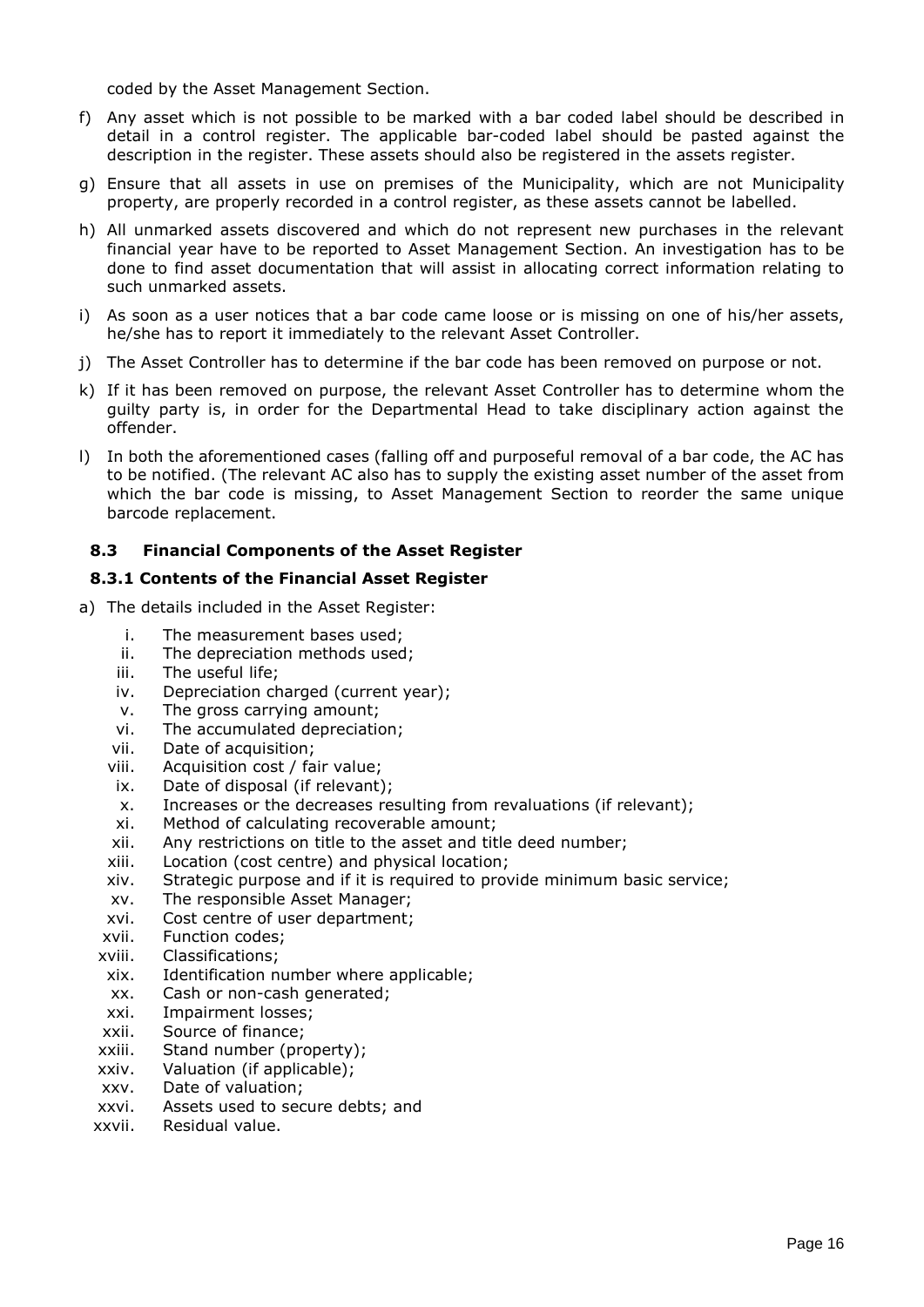coded by the Asset Management Section.

f) Any asset which is not possible to be marked with a bar coded label should be described in detail in a control register. The applicable bar-coded label should be pasted against the description in the register. These assets should also be registered in the assets register.

g) Ensure that all assets in use on premises of the Municipality, which are not Municipality property, are properly recorded in a control register, as these assets cannot be labelled.

h) All unmarked assets discovered and which do not represent new purchases in the relevant financial year have to be reported to Asset Management Section. An investigation has to be done to find asset documentation that will assist in allocating correct information relating to such unmarked assets.

i) As soon as a user notices that a bar code came loose or is missing on one of his/her assets, he/she has to report it immediately to the relevant Asset Controller.

j) The Asset Controller has to determine if the bar code has been removed on purpose or not.

k) If it has been removed on purpose, the relevant Asset Controller has to determine whom the guilty party is, in order for the Departmental Head to take disciplinary action against the offender.

l) In both the aforementioned cases (falling off and purposeful removal of a bar code, the AC has to be notified. (The relevant AC also has to supply the existing asset number of the asset from which the bar code is missing, to Asset Management Section to reorder the same unique barcode replacement.

### 8.3 Financial Components of the Asset Register

#### 8.3.1 Contents of the Financial Asset Register

a) The details included in the Asset Register:

i. The measurement bases used;
ii. The depreciation methods used;
iii. The useful life;
iv. Depreciation charged (current year);
v. The gross carrying amount;
vi. The accumulated depreciation;
vii. Date of acquisition;
viii. Acquisition cost / fair value;
ix. Date of disposal (if relevant);
x. Increases or the decreases resulting from revaluations (if relevant);
xi. Method of calculating recoverable amount;
xii. Any restrictions on title to the asset and title deed number;
xiii. Location (cost centre) and physical location;
xiv. Strategic purpose and if it is required to provide minimum basic service;
xv. The responsible Asset Manager;
xvi. Cost centre of user department;
xvii. Function codes;
xviii. Classifications;
xix. Identification number where applicable;
xx. Cash or non-cash generated;
xxi. Impairment losses;
xxii. Source of finance;
xxiii. Stand number (property);
xxiv. Valuation (if applicable);
xxv. Date of valuation;
xxvi. Assets used to secure debts; and
xxvii. Residual value.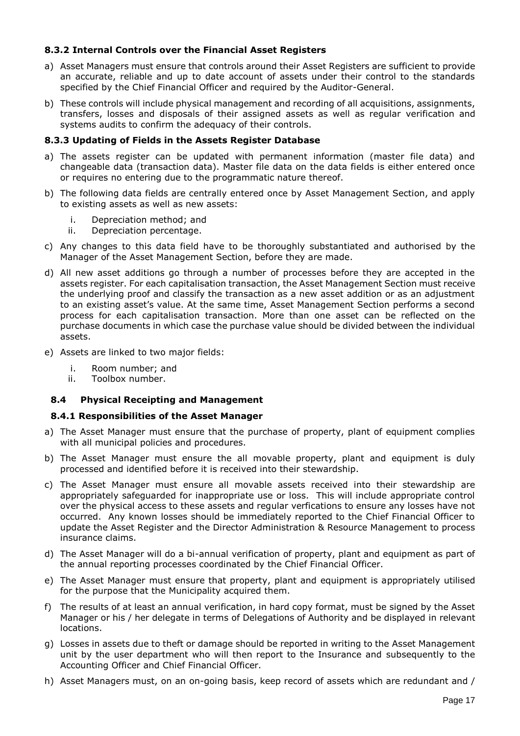### 8.3.2 Internal Controls over the Financial Asset Registers

a) Asset Managers must ensure that controls around their Asset Registers are sufficient to provide an accurate, reliable and up to date account of assets under their control to the standards specified by the Chief Financial Officer and required by the Auditor-General.

b) These controls will include physical management and recording of all acquisitions, assignments, transfers, losses and disposals of their assigned assets as well as regular verification and systems audits to confirm the adequacy of their controls.

### 8.3.3 Updating of Fields in the Assets Register Database

a) The assets register can be updated with permanent information (master file data) and changeable data (transaction data). Master file data on the data fields is either entered once or requires no entering due to the programmatic nature thereof.

b) The following data fields are centrally entered once by Asset Management Section, and apply to existing assets as well as new assets:

   i. Depreciation method; and
   ii. Depreciation percentage.

c) Any changes to this data field have to be thoroughly substantiated and authorised by the Manager of the Asset Management Section, before they are made.

d) All new asset additions go through a number of processes before they are accepted in the assets register. For each capitalisation transaction, the Asset Management Section must receive the underlying proof and classify the transaction as a new asset addition or as an adjustment to an existing asset's value. At the same time, Asset Management Section performs a second process for each capitalisation transaction. More than one asset can be reflected on the purchase documents in which case the purchase value should be divided between the individual assets.

e) Assets are linked to two major fields:

   i. Room number; and
   ii. Toolbox number.

## 8.4 Physical Receipting and Management

### 8.4.1 Responsibilities of the Asset Manager

a) The Asset Manager must ensure that the purchase of property, plant of equipment complies with all municipal policies and procedures.

b) The Asset Manager must ensure the all movable property, plant and equipment is duly processed and identified before it is received into their stewardship.

c) The Asset Manager must ensure all movable assets received into their stewardship are appropriately safeguarded for inappropriate use or loss. This will include appropriate control over the physical access to these assets and regular verfications to ensure any losses have not occurred. Any known losses should be immediately reported to the Chief Financial Officer to update the Asset Register and the Director Administration & Resource Management to process insurance claims.

d) The Asset Manager will do a bi-annual verification of property, plant and equipment as part of the annual reporting processes coordinated by the Chief Financial Officer.

e) The Asset Manager must ensure that property, plant and equipment is appropriately utilised for the purpose that the Municipality acquired them.

f) The results of at least an annual verification, in hard copy format, must be signed by the Asset Manager or his / her delegate in terms of Delegations of Authority and be displayed in relevant locations.

g) Losses in assets due to theft or damage should be reported in writing to the Asset Management unit by the user department who will then report to the Insurance and subsequently to the Accounting Officer and Chief Financial Officer.

h) Asset Managers must, on an on-going basis, keep record of assets which are redundant and /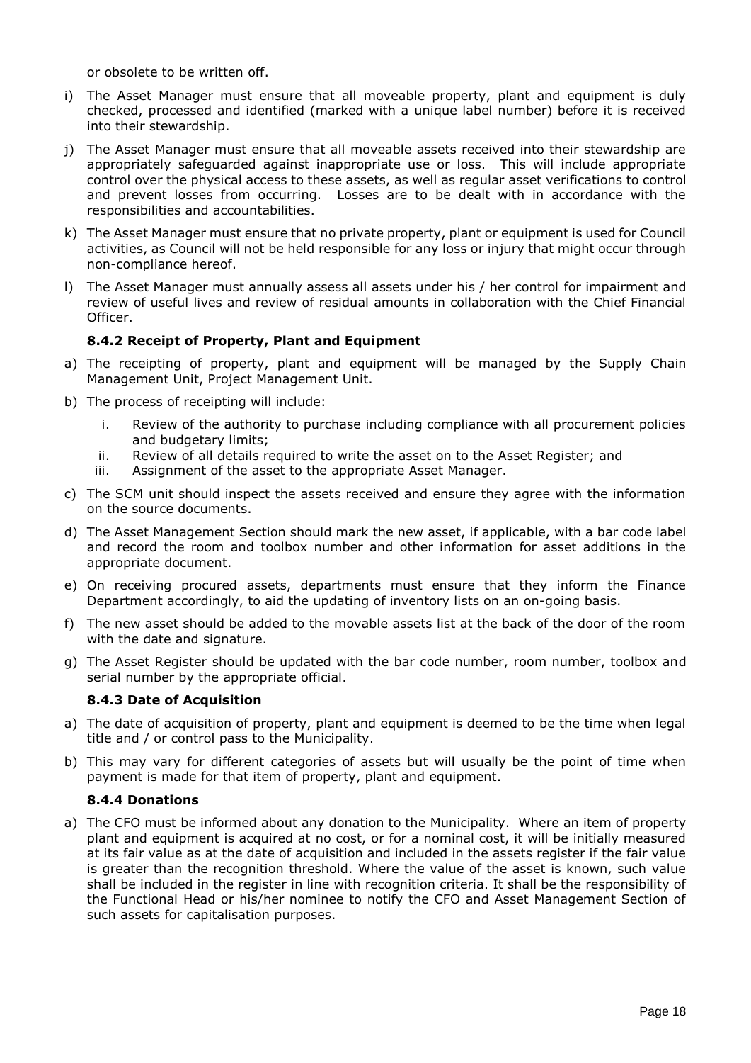or obsolete to be written off.

i) The Asset Manager must ensure that all moveable property, plant and equipment is duly checked, processed and identified (marked with a unique label number) before it is received into their stewardship.

j) The Asset Manager must ensure that all moveable assets received into their stewardship are appropriately safeguarded against inappropriate use or loss. This will include appropriate control over the physical access to these assets, as well as regular asset verifications to control and prevent losses from occurring. Losses are to be dealt with in accordance with the responsibilities and accountabilities.

k) The Asset Manager must ensure that no private property, plant or equipment is used for Council activities, as Council will not be held responsible for any loss or injury that might occur through non-compliance hereof.

l) The Asset Manager must annually assess all assets under his / her control for impairment and review of useful lives and review of residual amounts in collaboration with the Chief Financial Officer.

### 8.4.2 Receipt of Property, Plant and Equipment

a) The receipting of property, plant and equipment will be managed by the Supply Chain Management Unit, Project Management Unit.

b) The process of receipting will include:

   i. Review of the authority to purchase including compliance with all procurement policies and budgetary limits;
   ii. Review of all details required to write the asset on to the Asset Register; and
   iii. Assignment of the asset to the appropriate Asset Manager.

c) The SCM unit should inspect the assets received and ensure they agree with the information on the source documents.

d) The Asset Management Section should mark the new asset, if applicable, with a bar code label and record the room and toolbox number and other information for asset additions in the appropriate document.

e) On receiving procured assets, departments must ensure that they inform the Finance Department accordingly, to aid the updating of inventory lists on an on-going basis.

f) The new asset should be added to the movable assets list at the back of the door of the room with the date and signature.

g) The Asset Register should be updated with the bar code number, room number, toolbox and serial number by the appropriate official.

### 8.4.3 Date of Acquisition

a) The date of acquisition of property, plant and equipment is deemed to be the time when legal title and / or control pass to the Municipality.

b) This may vary for different categories of assets but will usually be the point of time when payment is made for that item of property, plant and equipment.

### 8.4.4 Donations

a) The CFO must be informed about any donation to the Municipality. Where an item of property plant and equipment is acquired at no cost, or for a nominal cost, it will be initially measured at its fair value as at the date of acquisition and included in the assets register if the fair value is greater than the recognition threshold. Where the value of the asset is known, such value shall be included in the register in line with recognition criteria. It shall be the responsibility of the Functional Head or his/her nominee to notify the CFO and Asset Management Section of such assets for capitalisation purposes.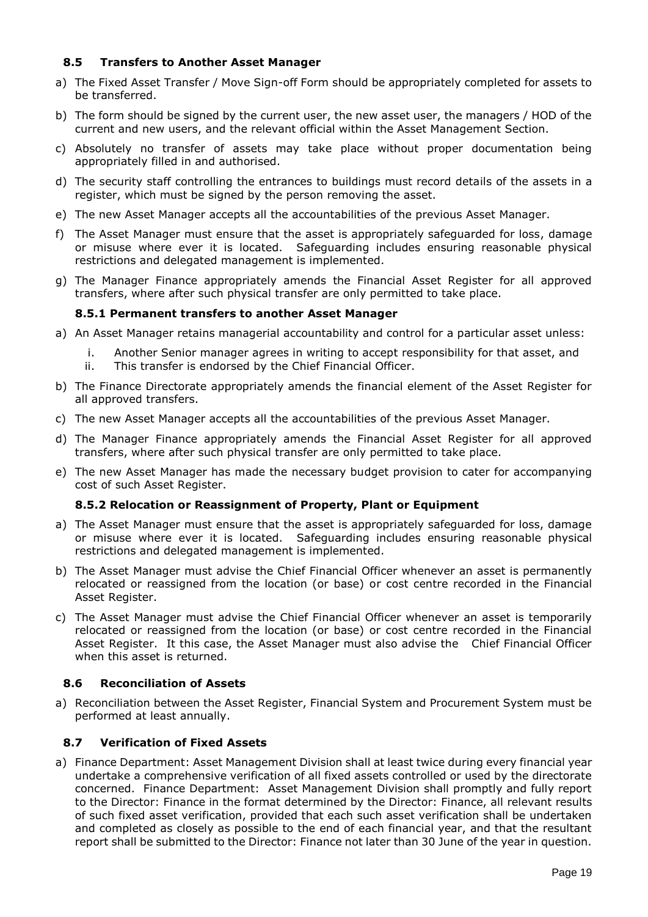### 8.5 Transfers to Another Asset Manager

a) The Fixed Asset Transfer / Move Sign-off Form should be appropriately completed for assets to be transferred.

b) The form should be signed by the current user, the new asset user, the managers / HOD of the current and new users, and the relevant official within the Asset Management Section.

c) Absolutely no transfer of assets may take place without proper documentation being appropriately filled in and authorised.

d) The security staff controlling the entrances to buildings must record details of the assets in a register, which must be signed by the person removing the asset.

e) The new Asset Manager accepts all the accountabilities of the previous Asset Manager.

f) The Asset Manager must ensure that the asset is appropriately safeguarded for loss, damage or misuse where ever it is located. Safeguarding includes ensuring reasonable physical restrictions and delegated management is implemented.

g) The Manager Finance appropriately amends the Financial Asset Register for all approved transfers, where after such physical transfer are only permitted to take place.

#### 8.5.1 Permanent transfers to another Asset Manager

a) An Asset Manager retains managerial accountability and control for a particular asset unless:

   i. Another Senior manager agrees in writing to accept responsibility for that asset, and
   ii. This transfer is endorsed by the Chief Financial Officer.

b) The Finance Directorate appropriately amends the financial element of the Asset Register for all approved transfers.

c) The new Asset Manager accepts all the accountabilities of the previous Asset Manager.

d) The Manager Finance appropriately amends the Financial Asset Register for all approved transfers, where after such physical transfer are only permitted to take place.

e) The new Asset Manager has made the necessary budget provision to cater for accompanying cost of such Asset Register.

#### 8.5.2 Relocation or Reassignment of Property, Plant or Equipment

a) The Asset Manager must ensure that the asset is appropriately safeguarded for loss, damage or misuse where ever it is located. Safeguarding includes ensuring reasonable physical restrictions and delegated management is implemented.

b) The Asset Manager must advise the Chief Financial Officer whenever an asset is permanently relocated or reassigned from the location (or base) or cost centre recorded in the Financial Asset Register.

c) The Asset Manager must advise the Chief Financial Officer whenever an asset is temporarily relocated or reassigned from the location (or base) or cost centre recorded in the Financial Asset Register. It this case, the Asset Manager must also advise the Chief Financial Officer when this asset is returned.

### 8.6 Reconciliation of Assets

a) Reconciliation between the Asset Register, Financial System and Procurement System must be performed at least annually.

### 8.7 Verification of Fixed Assets

a) Finance Department: Asset Management Division shall at least twice during every financial year undertake a comprehensive verification of all fixed assets controlled or used by the directorate concerned. Finance Department: Asset Management Division shall promptly and fully report to the Director: Finance in the format determined by the Director: Finance, all relevant results of such fixed asset verification, provided that each such asset verification shall be undertaken and completed as closely as possible to the end of each financial year, and that the resultant report shall be submitted to the Director: Finance not later than 30 June of the year in question.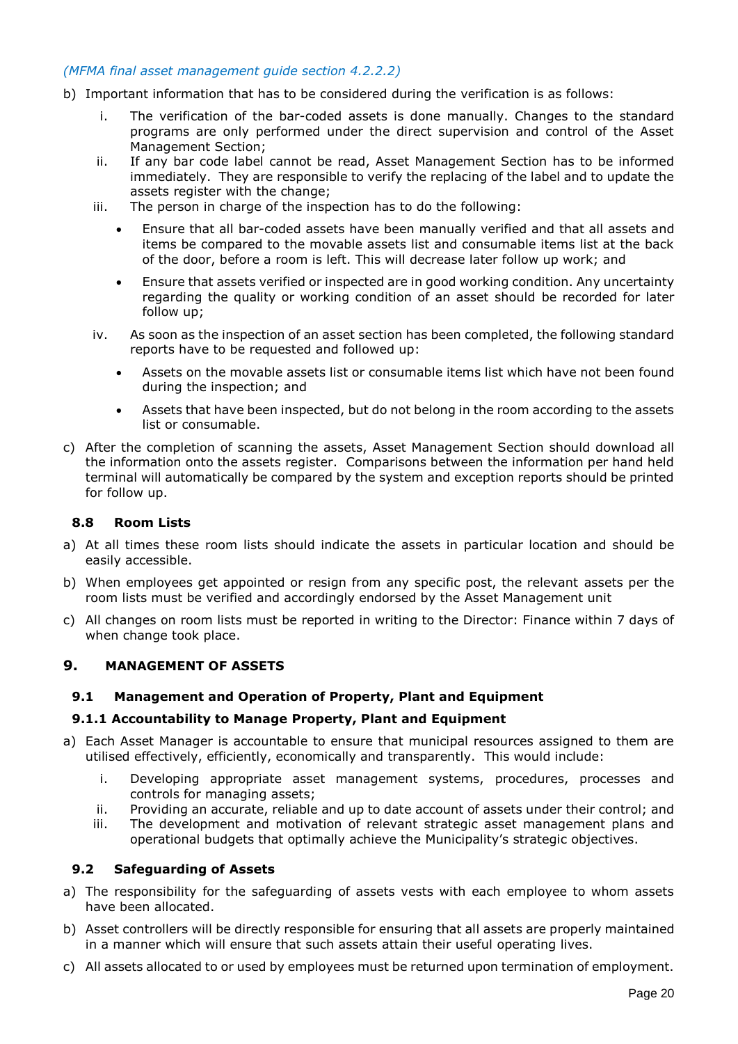*(MFMA final asset management guide section 4.2.2.2)*

b) Important information that has to be considered during the verification is as follows:

   i. The verification of the bar-coded assets is done manually. Changes to the standard programs are only performed under the direct supervision and control of the Asset Management Section;
   ii. If any bar code label cannot be read, Asset Management Section has to be informed immediately. They are responsible to verify the replacing of the label and to update the assets register with the change;
   iii. The person in charge of the inspection has to do the following:
      - Ensure that all bar-coded assets have been manually verified and that all assets and items be compared to the movable assets list and consumable items list at the back of the door, before a room is left. This will decrease later follow up work; and
      - Ensure that assets verified or inspected are in good working condition. Any uncertainty regarding the quality or working condition of an asset should be recorded for later follow up;
   iv. As soon as the inspection of an asset section has been completed, the following standard reports have to be requested and followed up:
      - Assets on the movable assets list or consumable items list which have not been found during the inspection; and
      - Assets that have been inspected, but do not belong in the room according to the assets list or consumable.

c) After the completion of scanning the assets, Asset Management Section should download all the information onto the assets register. Comparisons between the information per hand held terminal will automatically be compared by the system and exception reports should be printed for follow up.

### 8.8 Room Lists

a) At all times these room lists should indicate the assets in particular location and should be easily accessible.

b) When employees get appointed or resign from any specific post, the relevant assets per the room lists must be verified and accordingly endorsed by the Asset Management unit

c) All changes on room lists must be reported in writing to the Director: Finance within 7 days of when change took place.

## 9. MANAGEMENT OF ASSETS

### 9.1 Management and Operation of Property, Plant and Equipment

#### 9.1.1 Accountability to Manage Property, Plant and Equipment

a) Each Asset Manager is accountable to ensure that municipal resources assigned to them are utilised effectively, efficiently, economically and transparently. This would include:

   i. Developing appropriate asset management systems, procedures, processes and controls for managing assets;
   ii. Providing an accurate, reliable and up to date account of assets under their control; and
   iii. The development and motivation of relevant strategic asset management plans and operational budgets that optimally achieve the Municipality's strategic objectives.

### 9.2 Safeguarding of Assets

a) The responsibility for the safeguarding of assets vests with each employee to whom assets have been allocated.

b) Asset controllers will be directly responsible for ensuring that all assets are properly maintained in a manner which will ensure that such assets attain their useful operating lives.

c) All assets allocated to or used by employees must be returned upon termination of employment.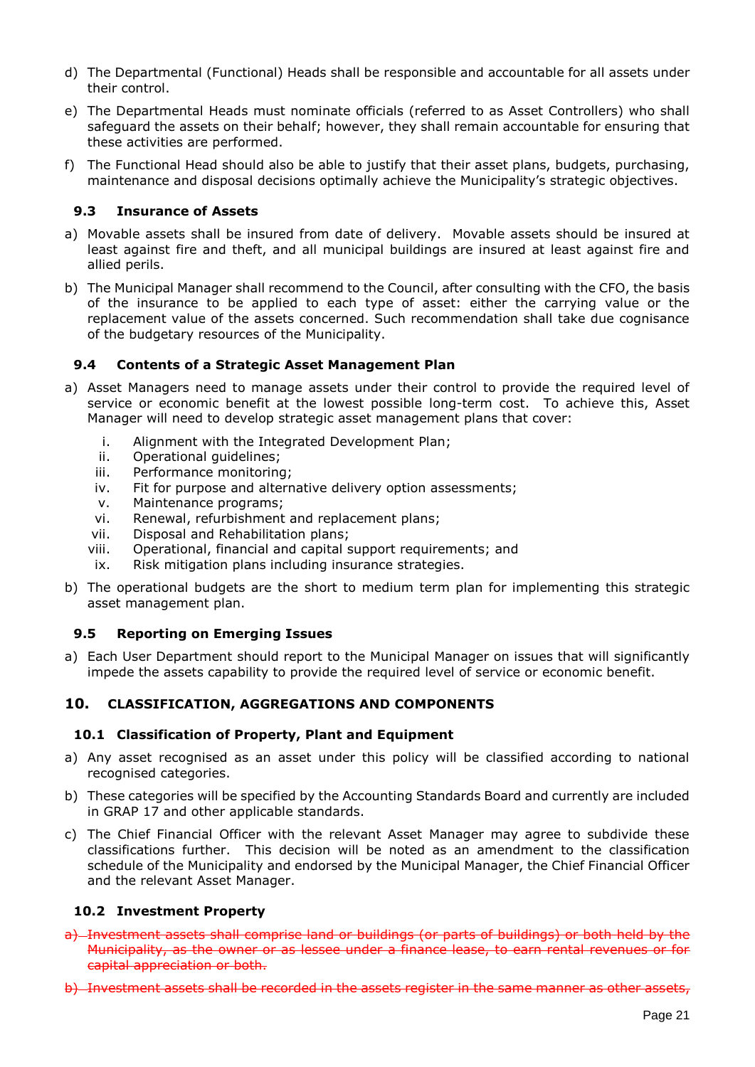d) The Departmental (Functional) Heads shall be responsible and accountable for all assets under their control.

e) The Departmental Heads must nominate officials (referred to as Asset Controllers) who shall safeguard the assets on their behalf; however, they shall remain accountable for ensuring that these activities are performed.

f) The Functional Head should also be able to justify that their asset plans, budgets, purchasing, maintenance and disposal decisions optimally achieve the Municipality's strategic objectives.

### 9.3 Insurance of Assets

a) Movable assets shall be insured from date of delivery. Movable assets should be insured at least against fire and theft, and all municipal buildings are insured at least against fire and allied perils.

b) The Municipal Manager shall recommend to the Council, after consulting with the CFO, the basis of the insurance to be applied to each type of asset: either the carrying value or the replacement value of the assets concerned. Such recommendation shall take due cognisance of the budgetary resources of the Municipality.

### 9.4 Contents of a Strategic Asset Management Plan

a) Asset Managers need to manage assets under their control to provide the required level of service or economic benefit at the lowest possible long-term cost. To achieve this, Asset Manager will need to develop strategic asset management plans that cover:

   i. Alignment with the Integrated Development Plan;
   ii. Operational guidelines;
   iii. Performance monitoring;
   iv. Fit for purpose and alternative delivery option assessments;
   v. Maintenance programs;
   vi. Renewal, refurbishment and replacement plans;
   vii. Disposal and Rehabilitation plans;
   viii. Operational, financial and capital support requirements; and
   ix. Risk mitigation plans including insurance strategies.

b) The operational budgets are the short to medium term plan for implementing this strategic asset management plan.

### 9.5 Reporting on Emerging Issues

a) Each User Department should report to the Municipal Manager on issues that will significantly impede the assets capability to provide the required level of service or economic benefit.

## 10. CLASSIFICATION, AGGREGATIONS AND COMPONENTS

### 10.1 Classification of Property, Plant and Equipment

a) Any asset recognised as an asset under this policy will be classified according to national recognised categories.

b) These categories will be specified by the Accounting Standards Board and currently are included in GRAP 17 and other applicable standards.

c) The Chief Financial Officer with the relevant Asset Manager may agree to subdivide these classifications further. This decision will be noted as an amendment to the classification schedule of the Municipality and endorsed by the Municipal Manager, the Chief Financial Officer and the relevant Asset Manager.

### 10.2 Investment Property

~~a) Investment assets shall comprise land or buildings (or parts of buildings) or both held by the Municipality, as the owner or as lessee under a finance lease, to earn rental revenues or for capital appreciation or both.~~

~~b) Investment assets shall be recorded in the assets register in the same manner as other assets,~~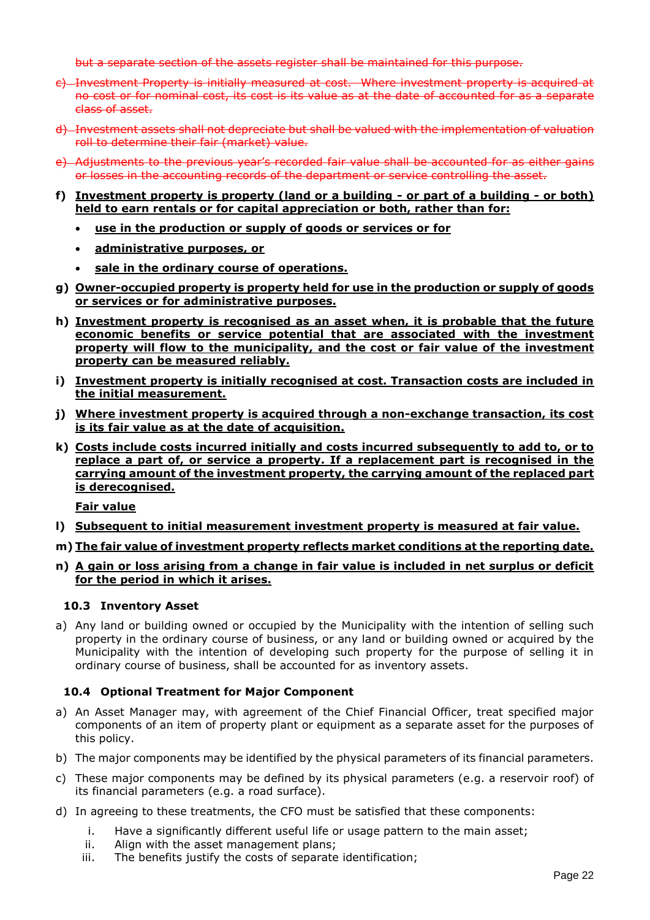~~but a separate section of the assets register shall be maintained for this purpose.~~

~~c) Investment Property is initially measured at cost. Where investment property is acquired at no cost or for nominal cost, its cost is its value as at the date of accounted for as a separate class of asset.~~

~~d) Investment assets shall not depreciate but shall be valued with the implementation of valuation roll to determine their fair (market) value.~~

~~e) Adjustments to the previous year's recorded fair value shall be accounted for as either gains or losses in the accounting records of the department or service controlling the asset.~~

f) **<u>Investment property is property (land or a building - or part of a building - or both) held to earn rentals or for capital appreciation or both, rather than for:</u>**

- **<u>use in the production or supply of goods or services or for</u>**
- **<u>administrative purposes, or</u>**
- **<u>sale in the ordinary course of operations.</u>**

g) **<u>Owner-occupied property is property held for use in the production or supply of goods or services or for administrative purposes.</u>**

h) **<u>Investment property is recognised as an asset when, it is probable that the future economic benefits or service potential that are associated with the investment property will flow to the municipality, and the cost or fair value of the investment property can be measured reliably.</u>**

i) **<u>Investment property is initially recognised at cost. Transaction costs are included in the initial measurement.</u>**

j) **<u>Where investment property is acquired through a non-exchange transaction, its cost is its fair value as at the date of acquisition.</u>**

k) **<u>Costs include costs incurred initially and costs incurred subsequently to add to, or to replace a part of, or service a property. If a replacement part is recognised in the carrying amount of the investment property, the carrying amount of the replaced part is derecognised.</u>**

**<u>Fair value</u>**

l) **<u>Subsequent to initial measurement investment property is measured at fair value.</u>**

m) **<u>The fair value of investment property reflects market conditions at the reporting date.</u>**

n) **<u>A gain or loss arising from a change in fair value is included in net surplus or deficit for the period in which it arises.</u>**

### 10.3 Inventory Asset

a) Any land or building owned or occupied by the Municipality with the intention of selling such property in the ordinary course of business, or any land or building owned or acquired by the Municipality with the intention of developing such property for the purpose of selling it in ordinary course of business, shall be accounted for as inventory assets.

### 10.4 Optional Treatment for Major Component

a) An Asset Manager may, with agreement of the Chief Financial Officer, treat specified major components of an item of property plant or equipment as a separate asset for the purposes of this policy.

b) The major components may be identified by the physical parameters of its financial parameters.

c) These major components may be defined by its physical parameters (e.g. a reservoir roof) of its financial parameters (e.g. a road surface).

d) In agreeing to these treatments, the CFO must be satisfied that these components:

   i. Have a significantly different useful life or usage pattern to the main asset;
   ii. Align with the asset management plans;
   iii. The benefits justify the costs of separate identification;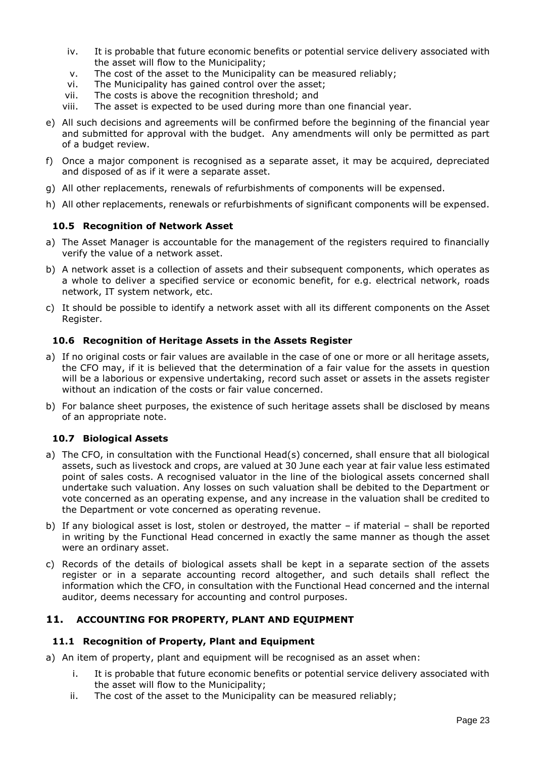iv. It is probable that future economic benefits or potential service delivery associated with the asset will flow to the Municipality;
v. The cost of the asset to the Municipality can be measured reliably;
vi. The Municipality has gained control over the asset;
vii. The costs is above the recognition threshold; and
viii. The asset is expected to be used during more than one financial year.

e) All such decisions and agreements will be confirmed before the beginning of the financial year and submitted for approval with the budget. Any amendments will only be permitted as part of a budget review.

f) Once a major component is recognised as a separate asset, it may be acquired, depreciated and disposed of as if it were a separate asset.

g) All other replacements, renewals of refurbishments of components will be expensed.

h) All other replacements, renewals or refurbishments of significant components will be expensed.

### 10.5 Recognition of Network Asset

a) The Asset Manager is accountable for the management of the registers required to financially verify the value of a network asset.

b) A network asset is a collection of assets and their subsequent components, which operates as a whole to deliver a specified service or economic benefit, for e.g. electrical network, roads network, IT system network, etc.

c) It should be possible to identify a network asset with all its different components on the Asset Register.

### 10.6 Recognition of Heritage Assets in the Assets Register

a) If no original costs or fair values are available in the case of one or more or all heritage assets, the CFO may, if it is believed that the determination of a fair value for the assets in question will be a laborious or expensive undertaking, record such asset or assets in the assets register without an indication of the costs or fair value concerned.

b) For balance sheet purposes, the existence of such heritage assets shall be disclosed by means of an appropriate note.

### 10.7 Biological Assets

a) The CFO, in consultation with the Functional Head(s) concerned, shall ensure that all biological assets, such as livestock and crops, are valued at 30 June each year at fair value less estimated point of sales costs. A recognised valuator in the line of the biological assets concerned shall undertake such valuation. Any losses on such valuation shall be debited to the Department or vote concerned as an operating expense, and any increase in the valuation shall be credited to the Department or vote concerned as operating revenue.

b) If any biological asset is lost, stolen or destroyed, the matter – if material – shall be reported in writing by the Functional Head concerned in exactly the same manner as though the asset were an ordinary asset.

c) Records of the details of biological assets shall be kept in a separate section of the assets register or in a separate accounting record altogether, and such details shall reflect the information which the CFO, in consultation with the Functional Head concerned and the internal auditor, deems necessary for accounting and control purposes.

## 11. ACCOUNTING FOR PROPERTY, PLANT AND EQUIPMENT

### 11.1 Recognition of Property, Plant and Equipment

a) An item of property, plant and equipment will be recognised as an asset when:
   i. It is probable that future economic benefits or potential service delivery associated with the asset will flow to the Municipality;
   ii. The cost of the asset to the Municipality can be measured reliably;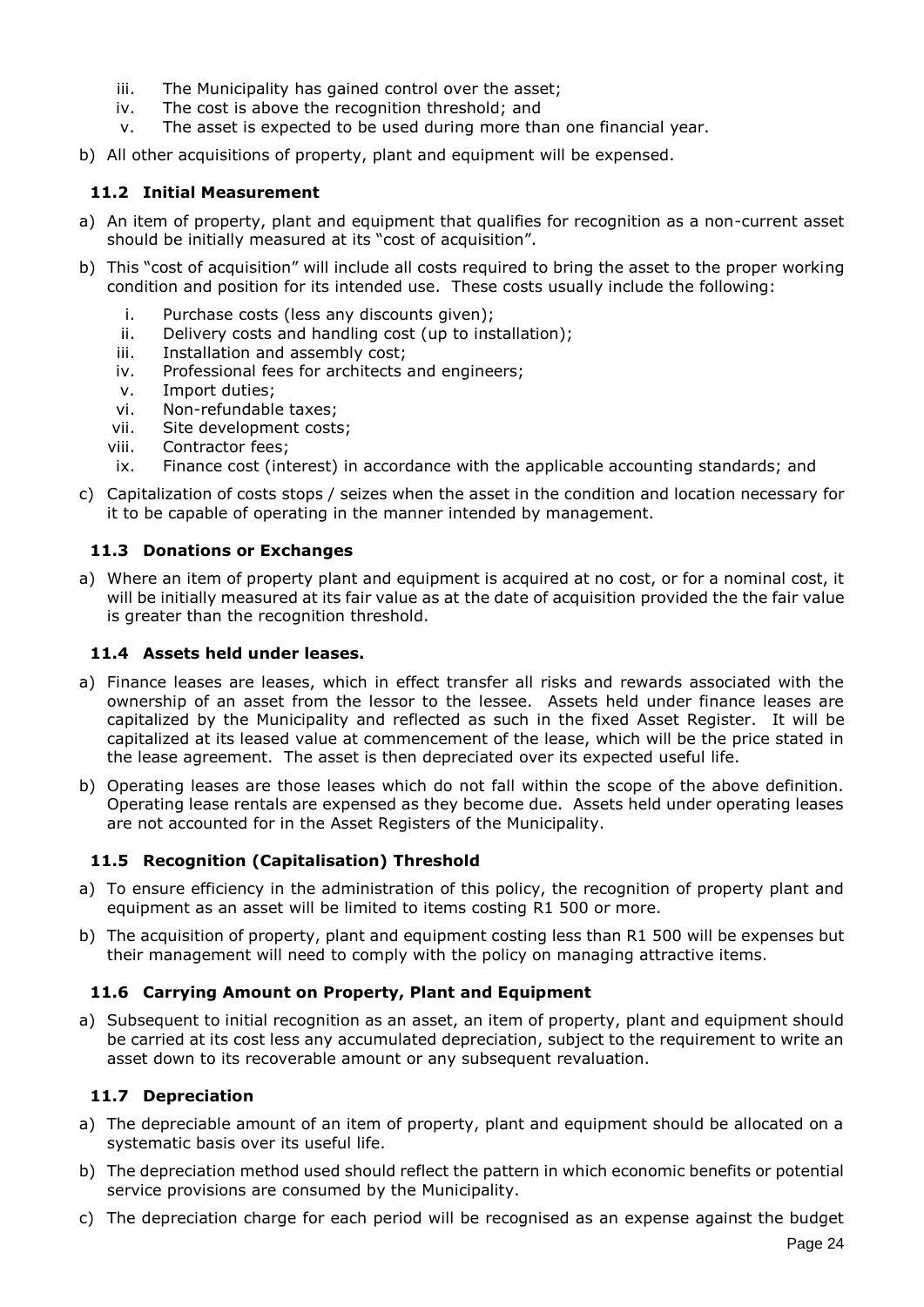iii. The Municipality has gained control over the asset;
iv. The cost is above the recognition threshold; and
v. The asset is expected to be used during more than one financial year.

b) All other acquisitions of property, plant and equipment will be expensed.

### 11.2 Initial Measurement

a) An item of property, plant and equipment that qualifies for recognition as a non-current asset should be initially measured at its "cost of acquisition".

b) This "cost of acquisition" will include all costs required to bring the asset to the proper working condition and position for its intended use. These costs usually include the following:

   i. Purchase costs (less any discounts given);
   ii. Delivery costs and handling cost (up to installation);
   iii. Installation and assembly cost;
   iv. Professional fees for architects and engineers;
   v. Import duties;
   vi. Non-refundable taxes;
   vii. Site development costs;
   viii. Contractor fees;
   ix. Finance cost (interest) in accordance with the applicable accounting standards; and

c) Capitalization of costs stops / seizes when the asset in the condition and location necessary for it to be capable of operating in the manner intended by management.

### 11.3 Donations or Exchanges

a) Where an item of property plant and equipment is acquired at no cost, or for a nominal cost, it will be initially measured at its fair value as at the date of acquisition provided the the fair value is greater than the recognition threshold.

### 11.4 Assets held under leases.

a) Finance leases are leases, which in effect transfer all risks and rewards associated with the ownership of an asset from the lessor to the lessee. Assets held under finance leases are capitalized by the Municipality and reflected as such in the fixed Asset Register. It will be capitalized at its leased value at commencement of the lease, which will be the price stated in the lease agreement. The asset is then depreciated over its expected useful life.

b) Operating leases are those leases which do not fall within the scope of the above definition. Operating lease rentals are expensed as they become due. Assets held under operating leases are not accounted for in the Asset Registers of the Municipality.

### 11.5 Recognition (Capitalisation) Threshold

a) To ensure efficiency in the administration of this policy, the recognition of property plant and equipment as an asset will be limited to items costing R1 500 or more.

b) The acquisition of property, plant and equipment costing less than R1 500 will be expenses but their management will need to comply with the policy on managing attractive items.

### 11.6 Carrying Amount on Property, Plant and Equipment

a) Subsequent to initial recognition as an asset, an item of property, plant and equipment should be carried at its cost less any accumulated depreciation, subject to the requirement to write an asset down to its recoverable amount or any subsequent revaluation.

### 11.7 Depreciation

a) The depreciable amount of an item of property, plant and equipment should be allocated on a systematic basis over its useful life.

b) The depreciation method used should reflect the pattern in which economic benefits or potential service provisions are consumed by the Municipality.

c) The depreciation charge for each period will be recognised as an expense against the budget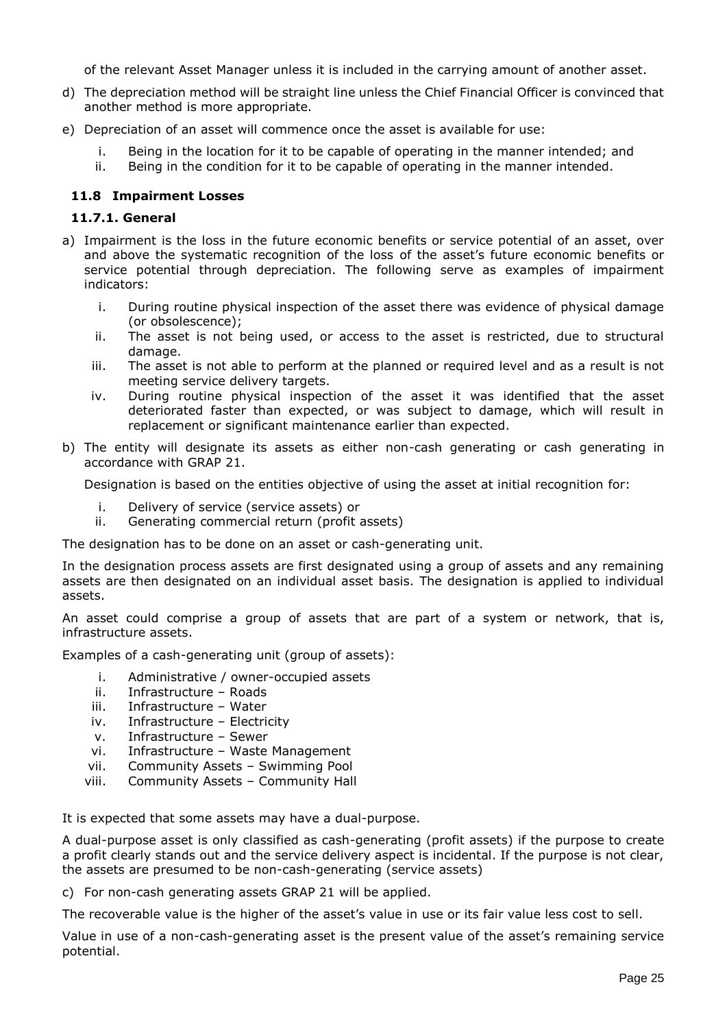of the relevant Asset Manager unless it is included in the carrying amount of another asset.

d) The depreciation method will be straight line unless the Chief Financial Officer is convinced that another method is more appropriate.

e) Depreciation of an asset will commence once the asset is available for use:

   i. Being in the location for it to be capable of operating in the manner intended; and
   ii. Being in the condition for it to be capable of operating in the manner intended.

### 11.8 Impairment Losses

#### 11.7.1. General

a) Impairment is the loss in the future economic benefits or service potential of an asset, over and above the systematic recognition of the loss of the asset's future economic benefits or service potential through depreciation. The following serve as examples of impairment indicators:

   i. During routine physical inspection of the asset there was evidence of physical damage (or obsolescence);
   ii. The asset is not being used, or access to the asset is restricted, due to structural damage.
   iii. The asset is not able to perform at the planned or required level and as a result is not meeting service delivery targets.
   iv. During routine physical inspection of the asset it was identified that the asset deteriorated faster than expected, or was subject to damage, which will result in replacement or significant maintenance earlier than expected.

b) The entity will designate its assets as either non-cash generating or cash generating in accordance with GRAP 21.

   Designation is based on the entities objective of using the asset at initial recognition for:

   i. Delivery of service (service assets) or
   ii. Generating commercial return (profit assets)

The designation has to be done on an asset or cash-generating unit.

In the designation process assets are first designated using a group of assets and any remaining assets are then designated on an individual asset basis. The designation is applied to individual assets.

An asset could comprise a group of assets that are part of a system or network, that is, infrastructure assets.

Examples of a cash-generating unit (group of assets):

   i. Administrative / owner-occupied assets
   ii. Infrastructure – Roads
   iii. Infrastructure – Water
   iv. Infrastructure – Electricity
   v. Infrastructure – Sewer
   vi. Infrastructure – Waste Management
   vii. Community Assets – Swimming Pool
   viii. Community Assets – Community Hall

It is expected that some assets may have a dual-purpose.

A dual-purpose asset is only classified as cash-generating (profit assets) if the purpose to create a profit clearly stands out and the service delivery aspect is incidental. If the purpose is not clear, the assets are presumed to be non-cash-generating (service assets)

c) For non-cash generating assets GRAP 21 will be applied.

The recoverable value is the higher of the asset's value in use or its fair value less cost to sell.

Value in use of a non-cash-generating asset is the present value of the asset's remaining service potential.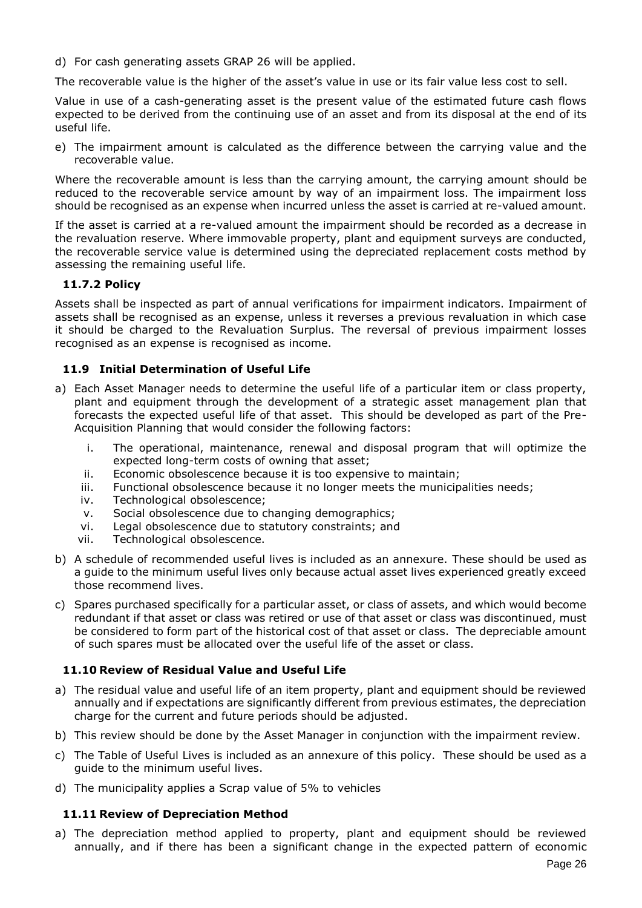d) For cash generating assets GRAP 26 will be applied.

The recoverable value is the higher of the asset's value in use or its fair value less cost to sell.

Value in use of a cash-generating asset is the present value of the estimated future cash flows expected to be derived from the continuing use of an asset and from its disposal at the end of its useful life.

e) The impairment amount is calculated as the difference between the carrying value and the recoverable value.

Where the recoverable amount is less than the carrying amount, the carrying amount should be reduced to the recoverable service amount by way of an impairment loss. The impairment loss should be recognised as an expense when incurred unless the asset is carried at re-valued amount.

If the asset is carried at a re-valued amount the impairment should be recorded as a decrease in the revaluation reserve. Where immovable property, plant and equipment surveys are conducted, the recoverable service value is determined using the depreciated replacement costs method by assessing the remaining useful life.

### 11.7.2 Policy

Assets shall be inspected as part of annual verifications for impairment indicators. Impairment of assets shall be recognised as an expense, unless it reverses a previous revaluation in which case it should be charged to the Revaluation Surplus. The reversal of previous impairment losses recognised as an expense is recognised as income.

### 11.9 Initial Determination of Useful Life

a) Each Asset Manager needs to determine the useful life of a particular item or class property, plant and equipment through the development of a strategic asset management plan that forecasts the expected useful life of that asset. This should be developed as part of the Pre-Acquisition Planning that would consider the following factors:

   i. The operational, maintenance, renewal and disposal program that will optimize the expected long-term costs of owning that asset;
   ii. Economic obsolescence because it is too expensive to maintain;
   iii. Functional obsolescence because it no longer meets the municipalities needs;
   iv. Technological obsolescence;
   v. Social obsolescence due to changing demographics;
   vi. Legal obsolescence due to statutory constraints; and
   vii. Technological obsolescence.

b) A schedule of recommended useful lives is included as an annexure. These should be used as a guide to the minimum useful lives only because actual asset lives experienced greatly exceed those recommend lives.

c) Spares purchased specifically for a particular asset, or class of assets, and which would become redundant if that asset or class was retired or use of that asset or class was discontinued, must be considered to form part of the historical cost of that asset or class. The depreciable amount of such spares must be allocated over the useful life of the asset or class.

### 11.10 Review of Residual Value and Useful Life

a) The residual value and useful life of an item property, plant and equipment should be reviewed annually and if expectations are significantly different from previous estimates, the depreciation charge for the current and future periods should be adjusted.

b) This review should be done by the Asset Manager in conjunction with the impairment review.

c) The Table of Useful Lives is included as an annexure of this policy. These should be used as a guide to the minimum useful lives.

d) The municipality applies a Scrap value of 5% to vehicles

### 11.11 Review of Depreciation Method

a) The depreciation method applied to property, plant and equipment should be reviewed annually, and if there has been a significant change in the expected pattern of economic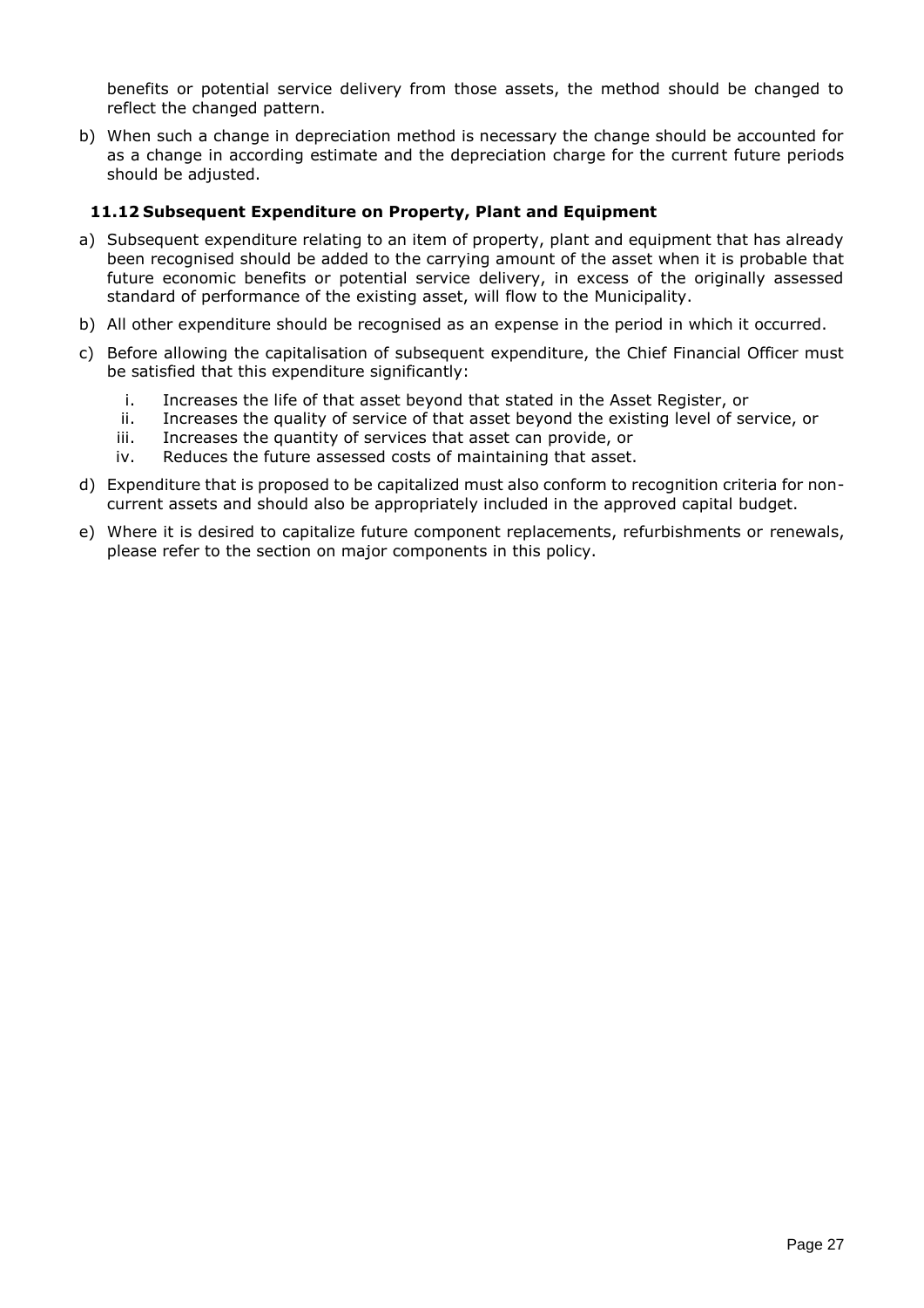benefits or potential service delivery from those assets, the method should be changed to reflect the changed pattern.

b) When such a change in depreciation method is necessary the change should be accounted for as a change in according estimate and the depreciation charge for the current future periods should be adjusted.

### 11.12 Subsequent Expenditure on Property, Plant and Equipment

a) Subsequent expenditure relating to an item of property, plant and equipment that has already been recognised should be added to the carrying amount of the asset when it is probable that future economic benefits or potential service delivery, in excess of the originally assessed standard of performance of the existing asset, will flow to the Municipality.

b) All other expenditure should be recognised as an expense in the period in which it occurred.

c) Before allowing the capitalisation of subsequent expenditure, the Chief Financial Officer must be satisfied that this expenditure significantly:

   i. Increases the life of that asset beyond that stated in the Asset Register, or
   ii. Increases the quality of service of that asset beyond the existing level of service, or
   iii. Increases the quantity of services that asset can provide, or
   iv. Reduces the future assessed costs of maintaining that asset.

d) Expenditure that is proposed to be capitalized must also conform to recognition criteria for non-current assets and should also be appropriately included in the approved capital budget.

e) Where it is desired to capitalize future component replacements, refurbishments or renewals, please refer to the section on major components in this policy.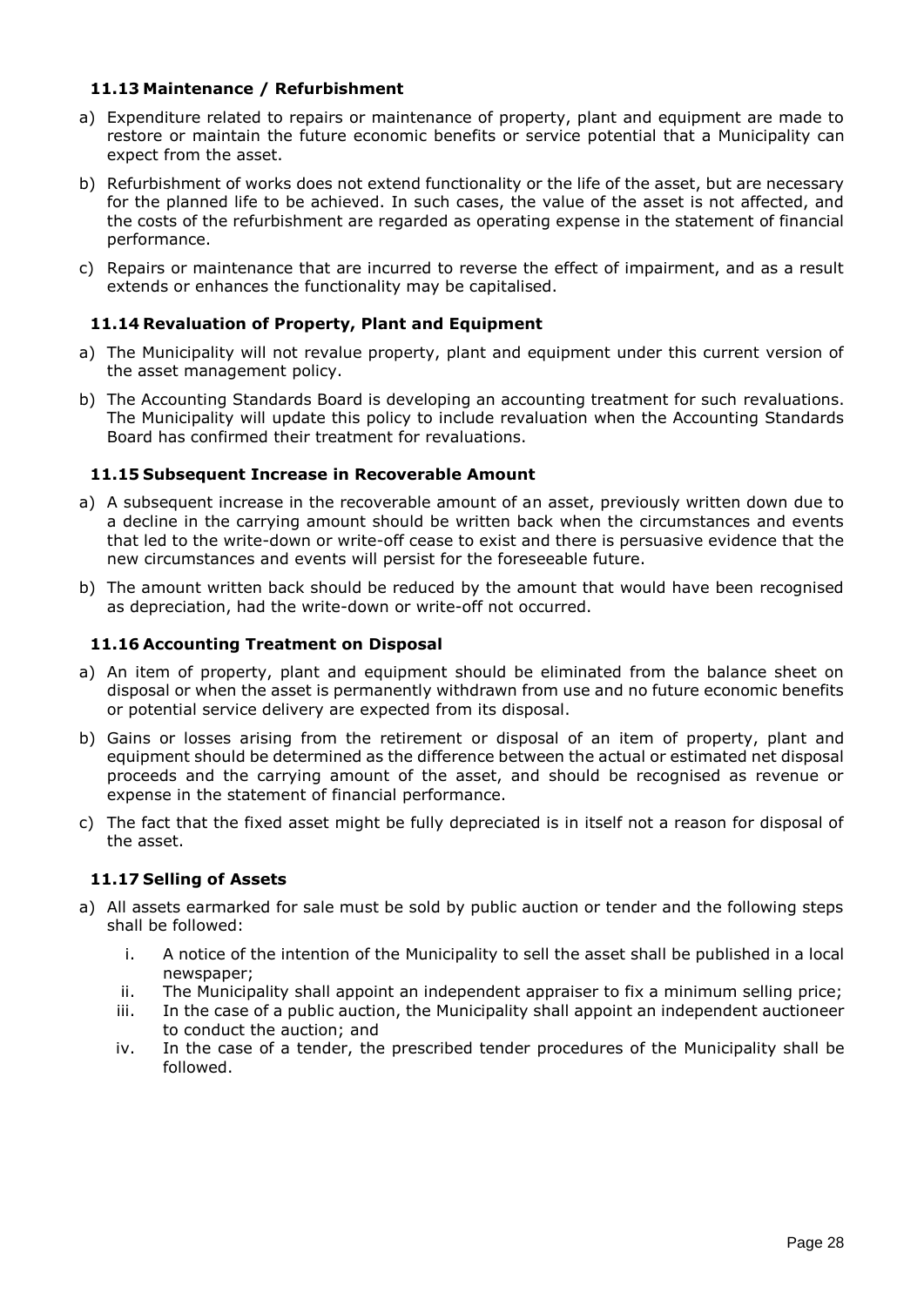### 11.13 Maintenance / Refurbishment

a) Expenditure related to repairs or maintenance of property, plant and equipment are made to restore or maintain the future economic benefits or service potential that a Municipality can expect from the asset.

b) Refurbishment of works does not extend functionality or the life of the asset, but are necessary for the planned life to be achieved. In such cases, the value of the asset is not affected, and the costs of the refurbishment are regarded as operating expense in the statement of financial performance.

c) Repairs or maintenance that are incurred to reverse the effect of impairment, and as a result extends or enhances the functionality may be capitalised.

### 11.14 Revaluation of Property, Plant and Equipment

a) The Municipality will not revalue property, plant and equipment under this current version of the asset management policy.

b) The Accounting Standards Board is developing an accounting treatment for such revaluations. The Municipality will update this policy to include revaluation when the Accounting Standards Board has confirmed their treatment for revaluations.

### 11.15 Subsequent Increase in Recoverable Amount

a) A subsequent increase in the recoverable amount of an asset, previously written down due to a decline in the carrying amount should be written back when the circumstances and events that led to the write-down or write-off cease to exist and there is persuasive evidence that the new circumstances and events will persist for the foreseeable future.

b) The amount written back should be reduced by the amount that would have been recognised as depreciation, had the write-down or write-off not occurred.

### 11.16 Accounting Treatment on Disposal

a) An item of property, plant and equipment should be eliminated from the balance sheet on disposal or when the asset is permanently withdrawn from use and no future economic benefits or potential service delivery are expected from its disposal.

b) Gains or losses arising from the retirement or disposal of an item of property, plant and equipment should be determined as the difference between the actual or estimated net disposal proceeds and the carrying amount of the asset, and should be recognised as revenue or expense in the statement of financial performance.

c) The fact that the fixed asset might be fully depreciated is in itself not a reason for disposal of the asset.

### 11.17 Selling of Assets

a) All assets earmarked for sale must be sold by public auction or tender and the following steps shall be followed:

   i. A notice of the intention of the Municipality to sell the asset shall be published in a local newspaper;

   ii. The Municipality shall appoint an independent appraiser to fix a minimum selling price;

   iii. In the case of a public auction, the Municipality shall appoint an independent auctioneer to conduct the auction; and

   iv. In the case of a tender, the prescribed tender procedures of the Municipality shall be followed.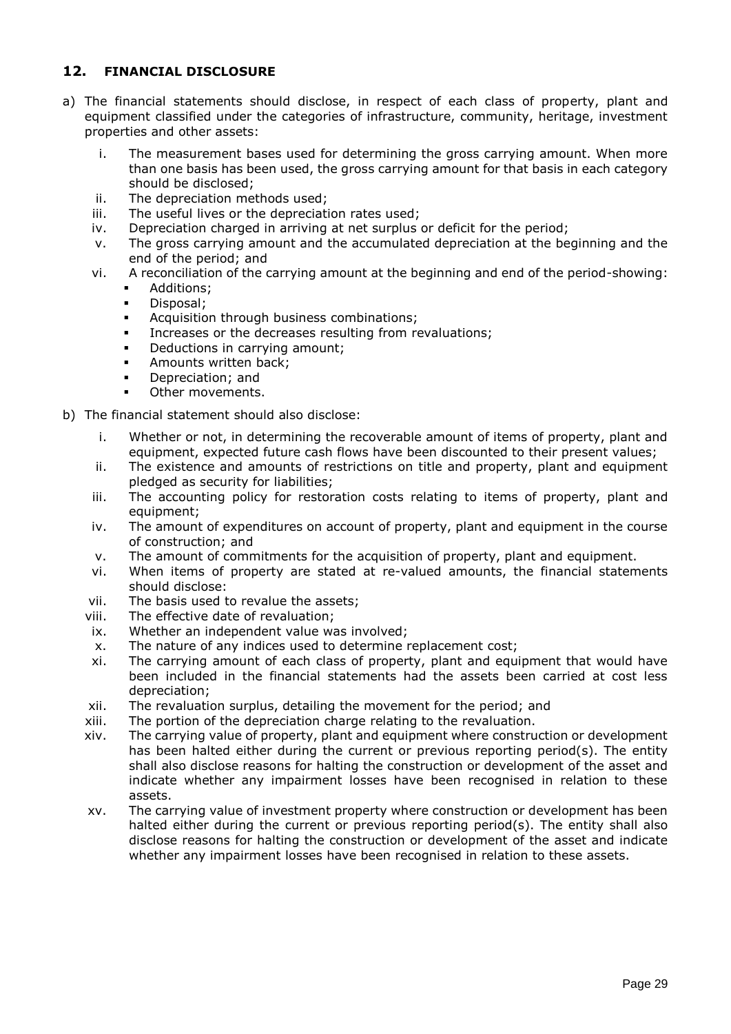## 12. FINANCIAL DISCLOSURE

a) The financial statements should disclose, in respect of each class of property, plant and equipment classified under the categories of infrastructure, community, heritage, investment properties and other assets:

   i. The measurement bases used for determining the gross carrying amount. When more than one basis has been used, the gross carrying amount for that basis in each category should be disclosed;
   ii. The depreciation methods used;
   iii. The useful lives or the depreciation rates used;
   iv. Depreciation charged in arriving at net surplus or deficit for the period;
   v. The gross carrying amount and the accumulated depreciation at the beginning and the end of the period; and
   vi. A reconciliation of the carrying amount at the beginning and end of the period-showing:
      - Additions;
      - Disposal;
      - Acquisition through business combinations;
      - Increases or the decreases resulting from revaluations;
      - Deductions in carrying amount;
      - Amounts written back;
      - Depreciation; and
      - Other movements.

b) The financial statement should also disclose:

   i. Whether or not, in determining the recoverable amount of items of property, plant and equipment, expected future cash flows have been discounted to their present values;
   ii. The existence and amounts of restrictions on title and property, plant and equipment pledged as security for liabilities;
   iii. The accounting policy for restoration costs relating to items of property, plant and equipment;
   iv. The amount of expenditures on account of property, plant and equipment in the course of construction; and
   v. The amount of commitments for the acquisition of property, plant and equipment.
   vi. When items of property are stated at re-valued amounts, the financial statements should disclose:
   vii. The basis used to revalue the assets;
   viii. The effective date of revaluation;
   ix. Whether an independent value was involved;
   x. The nature of any indices used to determine replacement cost;
   xi. The carrying amount of each class of property, plant and equipment that would have been included in the financial statements had the assets been carried at cost less depreciation;
   xii. The revaluation surplus, detailing the movement for the period; and
   xiii. The portion of the depreciation charge relating to the revaluation.
   xiv. The carrying value of property, plant and equipment where construction or development has been halted either during the current or previous reporting period(s). The entity shall also disclose reasons for halting the construction or development of the asset and indicate whether any impairment losses have been recognised in relation to these assets.
   xv. The carrying value of investment property where construction or development has been halted either during the current or previous reporting period(s). The entity shall also disclose reasons for halting the construction or development of the asset and indicate whether any impairment losses have been recognised in relation to these assets.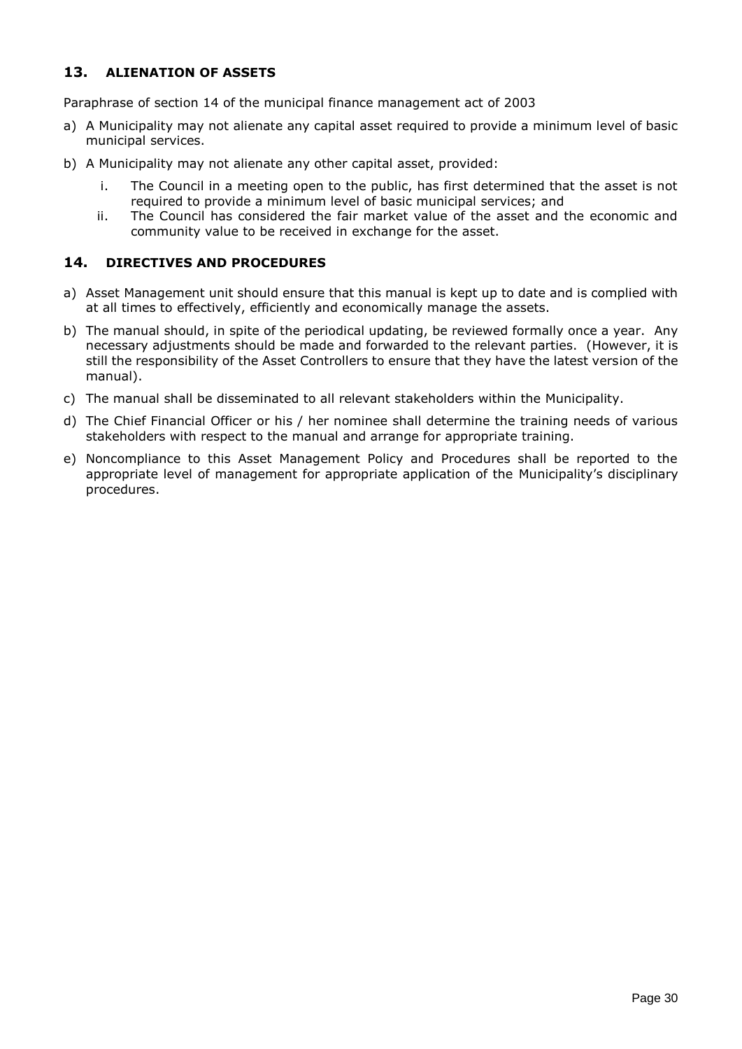## 13. ALIENATION OF ASSETS

Paraphrase of section 14 of the municipal finance management act of 2003

a) A Municipality may not alienate any capital asset required to provide a minimum level of basic municipal services.

b) A Municipality may not alienate any other capital asset, provided:

   i. The Council in a meeting open to the public, has first determined that the asset is not required to provide a minimum level of basic municipal services; and

   ii. The Council has considered the fair market value of the asset and the economic and community value to be received in exchange for the asset.

## 14. DIRECTIVES AND PROCEDURES

a) Asset Management unit should ensure that this manual is kept up to date and is complied with at all times to effectively, efficiently and economically manage the assets.

b) The manual should, in spite of the periodical updating, be reviewed formally once a year. Any necessary adjustments should be made and forwarded to the relevant parties. (However, it is still the responsibility of the Asset Controllers to ensure that they have the latest version of the manual).

c) The manual shall be disseminated to all relevant stakeholders within the Municipality.

d) The Chief Financial Officer or his / her nominee shall determine the training needs of various stakeholders with respect to the manual and arrange for appropriate training.

e) Noncompliance to this Asset Management Policy and Procedures shall be reported to the appropriate level of management for appropriate application of the Municipality's disciplinary procedures.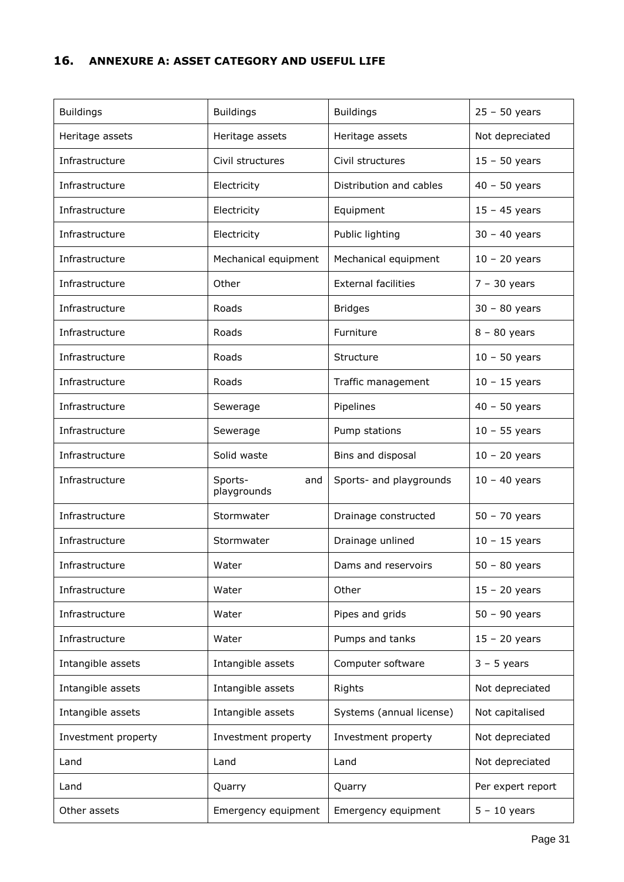## 16. ANNEXURE A: ASSET CATEGORY AND USEFUL LIFE

| | | | |
|---|---|---|---|
| Buildings | Buildings | Buildings | 25 – 50 years |
| Heritage assets | Heritage assets | Heritage assets | Not depreciated |
| Infrastructure | Civil structures | Civil structures | 15 – 50 years |
| Infrastructure | Electricity | Distribution and cables | 40 – 50 years |
| Infrastructure | Electricity | Equipment | 15 – 45 years |
| Infrastructure | Electricity | Public lighting | 30 – 40 years |
| Infrastructure | Mechanical equipment | Mechanical equipment | 10 – 20 years |
| Infrastructure | Other | External facilities | 7 – 30 years |
| Infrastructure | Roads | Bridges | 30 – 80 years |
| Infrastructure | Roads | Furniture | 8 – 80 years |
| Infrastructure | Roads | Structure | 10 – 50 years |
| Infrastructure | Roads | Traffic management | 10 – 15 years |
| Infrastructure | Sewerage | Pipelines | 40 – 50 years |
| Infrastructure | Sewerage | Pump stations | 10 – 55 years |
| Infrastructure | Solid waste | Bins and disposal | 10 – 20 years |
| Infrastructure | Sports- and playgrounds | Sports- and playgrounds | 10 – 40 years |
| Infrastructure | Stormwater | Drainage constructed | 50 – 70 years |
| Infrastructure | Stormwater | Drainage unlined | 10 – 15 years |
| Infrastructure | Water | Dams and reservoirs | 50 – 80 years |
| Infrastructure | Water | Other | 15 – 20 years |
| Infrastructure | Water | Pipes and grids | 50 – 90 years |
| Infrastructure | Water | Pumps and tanks | 15 – 20 years |
| Intangible assets | Intangible assets | Computer software | 3 – 5 years |
| Intangible assets | Intangible assets | Rights | Not depreciated |
| Intangible assets | Intangible assets | Systems (annual license) | Not capitalised |
| Investment property | Investment property | Investment property | Not depreciated |
| Land | Land | Land | Not depreciated |
| Land | Quarry | Quarry | Per expert report |
| Other assets | Emergency equipment | Emergency equipment | 5 – 10 years |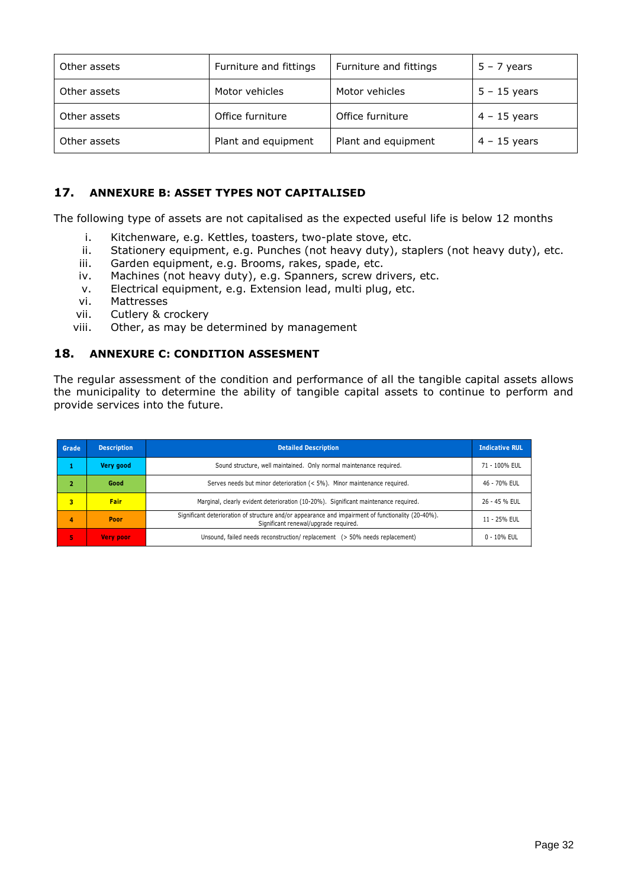| | | | |
|---|---|---|---|
| Other assets | Furniture and fittings | Furniture and fittings | 5 – 7 years |
| Other assets | Motor vehicles | Motor vehicles | 5 – 15 years |
| Other assets | Office furniture | Office furniture | 4 – 15 years |
| Other assets | Plant and equipment | Plant and equipment | 4 – 15 years |

## 17. ANNEXURE B: ASSET TYPES NOT CAPITALISED

The following type of assets are not capitalised as the expected useful life is below 12 months

i. Kitchenware, e.g. Kettles, toasters, two-plate stove, etc.
ii. Stationery equipment, e.g. Punches (not heavy duty), staplers (not heavy duty), etc.
iii. Garden equipment, e.g. Brooms, rakes, spade, etc.
iv. Machines (not heavy duty), e.g. Spanners, screw drivers, etc.
v. Electrical equipment, e.g. Extension lead, multi plug, etc.
vi. Mattresses
vii. Cutlery & crockery
viii. Other, as may be determined by management

## 18. ANNEXURE C: CONDITION ASSESMENT

The regular assessment of the condition and performance of all the tangible capital assets allows the municipality to determine the ability of tangible capital assets to continue to perform and provide services into the future.

| Grade | Description | Detailed Description | Indicative RUL |
|---|---|---|---|
| 1 | Very good | Sound structure, well maintained. Only normal maintenance required. | 71 - 100% EUL |
| 2 | Good | Serves needs but minor deterioration (< 5%). Minor maintenance required. | 46 - 70% EUL |
| 3 | Fair | Marginal, clearly evident deterioration (10-20%). Significant maintenance required. | 26 - 45 % EUL |
| 4 | Poor | Significant deterioration of structure and/or appearance and impairment of functionality (20-40%). Significant renewal/upgrade required. | 11 - 25% EUL |
| 5 | Very poor | Unsound, failed needs reconstruction/ replacement (> 50% needs replacement) | 0 - 10% EUL |